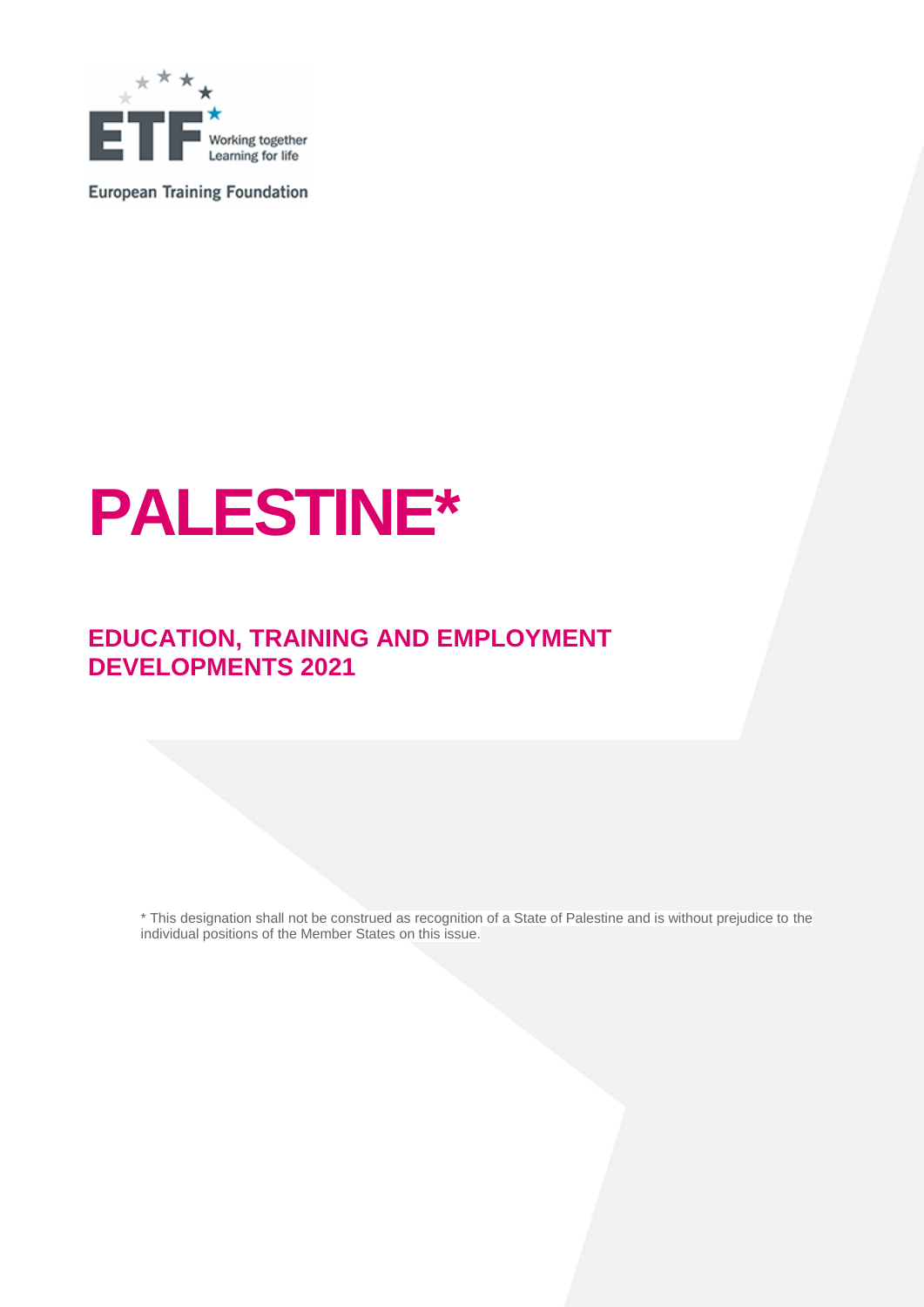European Training Foundation

# PALESTINE*

## EDUCATION, TRAINING AND EMPLOYMENT DEVELOPMENTS 2021

* This designation shall not be construed as recognition of a State of Palestine and is without prejudice to the individual positions of the Member States on this issue.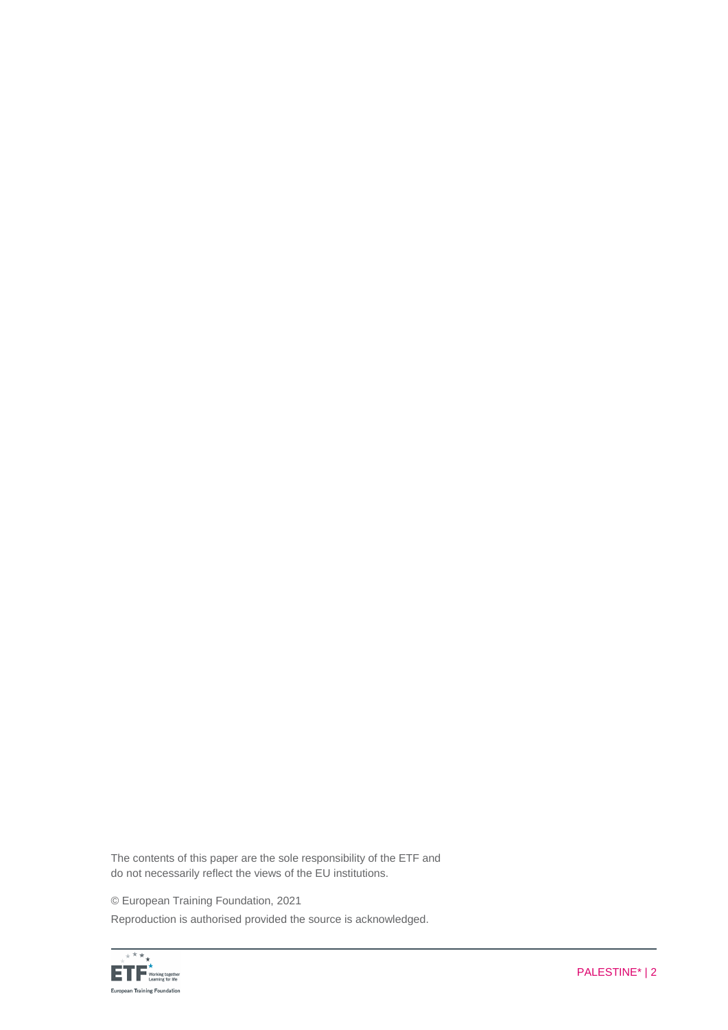The contents of this paper are the sole responsibility of the ETF and do not necessarily reflect the views of the EU institutions.

© European Training Foundation, 2021

Reproduction is authorised provided the source is acknowledged.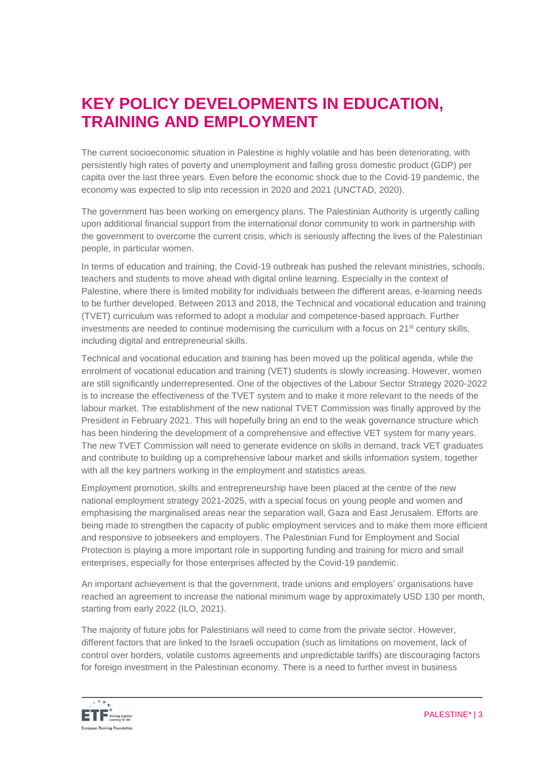# KEY POLICY DEVELOPMENTS IN EDUCATION, TRAINING AND EMPLOYMENT

The current socioeconomic situation in Palestine is highly volatile and has been deteriorating, with persistently high rates of poverty and unemployment and falling gross domestic product (GDP) per capita over the last three years. Even before the economic shock due to the Covid-19 pandemic, the economy was expected to slip into recession in 2020 and 2021 (UNCTAD, 2020).

The government has been working on emergency plans. The Palestinian Authority is urgently calling upon additional financial support from the international donor community to work in partnership with the government to overcome the current crisis, which is seriously affecting the lives of the Palestinian people, in particular women.

In terms of education and training, the Covid-19 outbreak has pushed the relevant ministries, schools, teachers and students to move ahead with digital online learning. Especially in the context of Palestine, where there is limited mobility for individuals between the different areas, e-learning needs to be further developed. Between 2013 and 2018, the Technical and vocational education and training (TVET) curriculum was reformed to adopt a modular and competence-based approach. Further investments are needed to continue modernising the curriculum with a focus on 21st century skills, including digital and entrepreneurial skills.

Technical and vocational education and training has been moved up the political agenda, while the enrolment of vocational education and training (VET) students is slowly increasing. However, women are still significantly underrepresented. One of the objectives of the Labour Sector Strategy 2020-2022 is to increase the effectiveness of the TVET system and to make it more relevant to the needs of the labour market. The establishment of the new national TVET Commission was finally approved by the President in February 2021. This will hopefully bring an end to the weak governance structure which has been hindering the development of a comprehensive and effective VET system for many years. The new TVET Commission will need to generate evidence on skills in demand, track VET graduates and contribute to building up a comprehensive labour market and skills information system, together with all the key partners working in the employment and statistics areas.

Employment promotion, skills and entrepreneurship have been placed at the centre of the new national employment strategy 2021-2025, with a special focus on young people and women and emphasising the marginalised areas near the separation wall, Gaza and East Jerusalem. Efforts are being made to strengthen the capacity of public employment services and to make them more efficient and responsive to jobseekers and employers. The Palestinian Fund for Employment and Social Protection is playing a more important role in supporting funding and training for micro and small enterprises, especially for those enterprises affected by the Covid-19 pandemic.

An important achievement is that the government, trade unions and employers' organisations have reached an agreement to increase the national minimum wage by approximately USD 130 per month, starting from early 2022 (ILO, 2021).

The majority of future jobs for Palestinians will need to come from the private sector. However, different factors that are linked to the Israeli occupation (such as limitations on movement, lack of control over borders, volatile customs agreements and unpredictable tariffs) are discouraging factors for foreign investment in the Palestinian economy. There is a need to further invest in business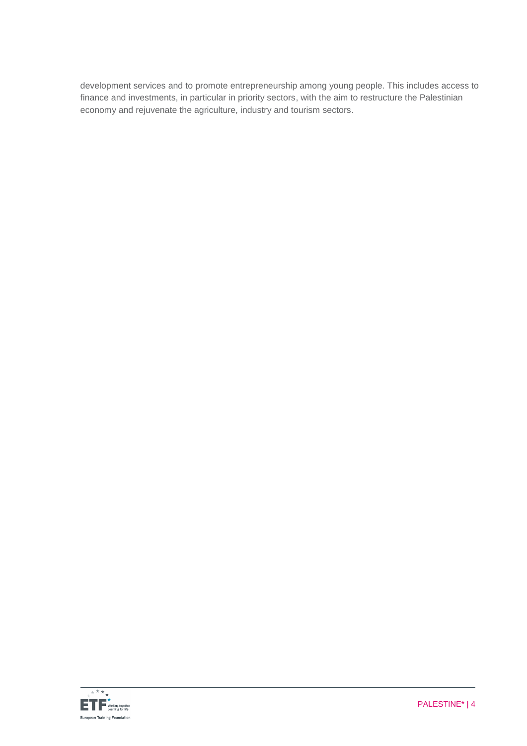development services and to promote entrepreneurship among young people. This includes access to finance and investments, in particular in priority sectors, with the aim to restructure the Palestinian economy and rejuvenate the agriculture, industry and tourism sectors.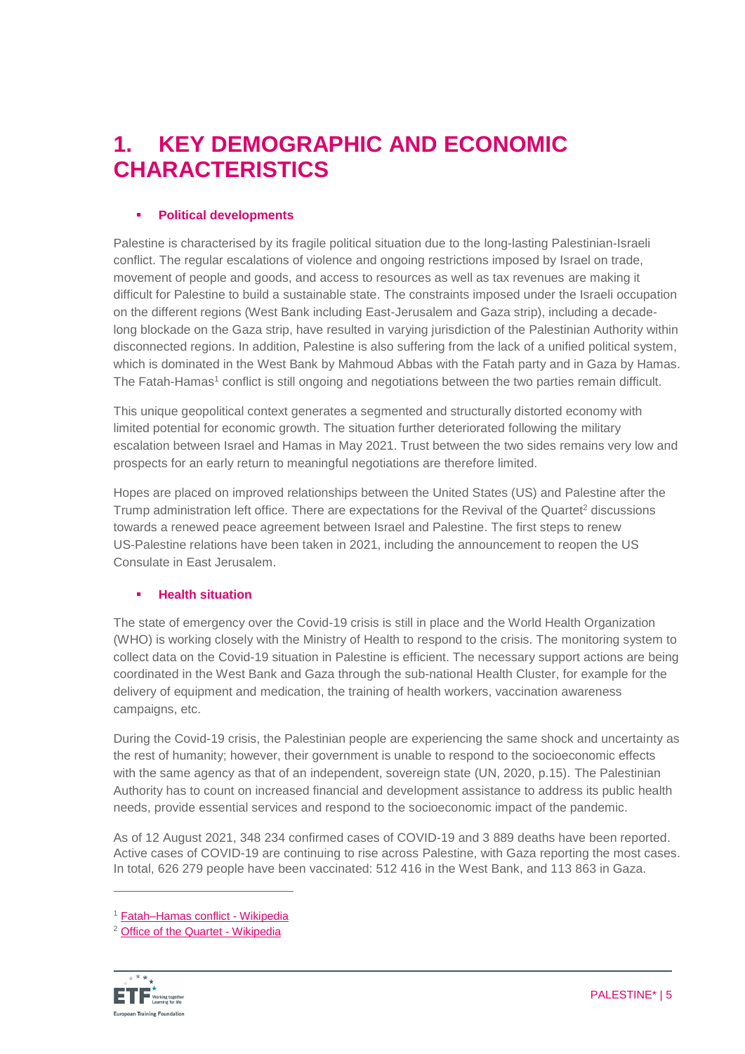# 1. KEY DEMOGRAPHIC AND ECONOMIC CHARACTERISTICS

- **Political developments**

Palestine is characterised by its fragile political situation due to the long-lasting Palestinian-Israeli conflict. The regular escalations of violence and ongoing restrictions imposed by Israel on trade, movement of people and goods, and access to resources as well as tax revenues are making it difficult for Palestine to build a sustainable state. The constraints imposed under the Israeli occupation on the different regions (West Bank including East-Jerusalem and Gaza strip), including a decade-long blockade on the Gaza strip, have resulted in varying jurisdiction of the Palestinian Authority within disconnected regions. In addition, Palestine is also suffering from the lack of a unified political system, which is dominated in the West Bank by Mahmoud Abbas with the Fatah party and in Gaza by Hamas. The Fatah-Hamas[1] conflict is still ongoing and negotiations between the two parties remain difficult.

This unique geopolitical context generates a segmented and structurally distorted economy with limited potential for economic growth. The situation further deteriorated following the military escalation between Israel and Hamas in May 2021. Trust between the two sides remains very low and prospects for an early return to meaningful negotiations are therefore limited.

Hopes are placed on improved relationships between the United States (US) and Palestine after the Trump administration left office. There are expectations for the Revival of the Quartet[2] discussions towards a renewed peace agreement between Israel and Palestine. The first steps to renew US-Palestine relations have been taken in 2021, including the announcement to reopen the US Consulate in East Jerusalem.

- **Health situation**

The state of emergency over the Covid-19 crisis is still in place and the World Health Organization (WHO) is working closely with the Ministry of Health to respond to the crisis. The monitoring system to collect data on the Covid-19 situation in Palestine is efficient. The necessary support actions are being coordinated in the West Bank and Gaza through the sub-national Health Cluster, for example for the delivery of equipment and medication, the training of health workers, vaccination awareness campaigns, etc.

During the Covid-19 crisis, the Palestinian people are experiencing the same shock and uncertainty as the rest of humanity; however, their government is unable to respond to the socioeconomic effects with the same agency as that of an independent, sovereign state (UN, 2020, p.15). The Palestinian Authority has to count on increased financial and development assistance to address its public health needs, provide essential services and respond to the socioeconomic impact of the pandemic.

As of 12 August 2021, 348 234 confirmed cases of COVID-19 and 3 889 deaths have been reported. Active cases of COVID-19 are continuing to rise across Palestine, with Gaza reporting the most cases. In total, 626 279 people have been vaccinated: 512 416 in the West Bank, and 113 863 in Gaza.

---

[1] Fatah–Hamas conflict - Wikipedia

[2] Office of the Quartet - Wikipedia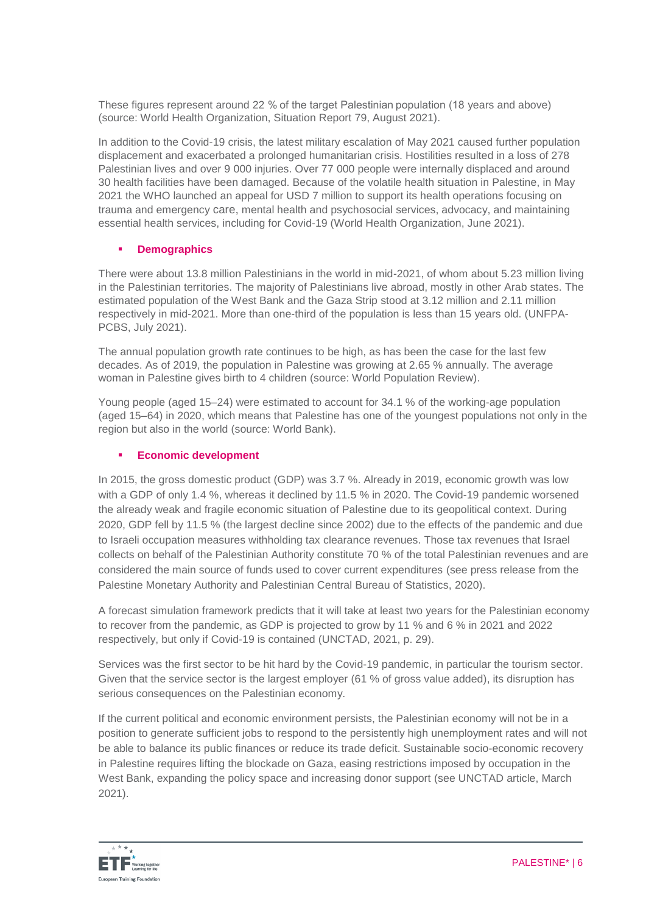These figures represent around 22 % of the target Palestinian population (18 years and above) (source: World Health Organization, Situation Report 79, August 2021).

In addition to the Covid-19 crisis, the latest military escalation of May 2021 caused further population displacement and exacerbated a prolonged humanitarian crisis. Hostilities resulted in a loss of 278 Palestinian lives and over 9 000 injuries. Over 77 000 people were internally displaced and around 30 health facilities have been damaged. Because of the volatile health situation in Palestine, in May 2021 the WHO launched an appeal for USD 7 million to support its health operations focusing on trauma and emergency care, mental health and psychosocial services, advocacy, and maintaining essential health services, including for Covid-19 (World Health Organization, June 2021).

- **Demographics**

There were about 13.8 million Palestinians in the world in mid-2021, of whom about 5.23 million living in the Palestinian territories. The majority of Palestinians live abroad, mostly in other Arab states. The estimated population of the West Bank and the Gaza Strip stood at 3.12 million and 2.11 million respectively in mid-2021. More than one-third of the population is less than 15 years old. (UNFPA-PCBS, July 2021).

The annual population growth rate continues to be high, as has been the case for the last few decades. As of 2019, the population in Palestine was growing at 2.65 % annually. The average woman in Palestine gives birth to 4 children (source: World Population Review).

Young people (aged 15–24) were estimated to account for 34.1 % of the working-age population (aged 15–64) in 2020, which means that Palestine has one of the youngest populations not only in the region but also in the world (source: World Bank).

- **Economic development**

In 2015, the gross domestic product (GDP) was 3.7 %. Already in 2019, economic growth was low with a GDP of only 1.4 %, whereas it declined by 11.5 % in 2020. The Covid-19 pandemic worsened the already weak and fragile economic situation of Palestine due to its geopolitical context. During 2020, GDP fell by 11.5 % (the largest decline since 2002) due to the effects of the pandemic and due to Israeli occupation measures withholding tax clearance revenues. Those tax revenues that Israel collects on behalf of the Palestinian Authority constitute 70 % of the total Palestinian revenues and are considered the main source of funds used to cover current expenditures (see press release from the Palestine Monetary Authority and Palestinian Central Bureau of Statistics, 2020).

A forecast simulation framework predicts that it will take at least two years for the Palestinian economy to recover from the pandemic, as GDP is projected to grow by 11 % and 6 % in 2021 and 2022 respectively, but only if Covid-19 is contained (UNCTAD, 2021, p. 29).

Services was the first sector to be hit hard by the Covid-19 pandemic, in particular the tourism sector. Given that the service sector is the largest employer (61 % of gross value added), its disruption has serious consequences on the Palestinian economy.

If the current political and economic environment persists, the Palestinian economy will not be in a position to generate sufficient jobs to respond to the persistently high unemployment rates and will not be able to balance its public finances or reduce its trade deficit. Sustainable socio-economic recovery in Palestine requires lifting the blockade on Gaza, easing restrictions imposed by occupation in the West Bank, expanding the policy space and increasing donor support (see UNCTAD article, March 2021).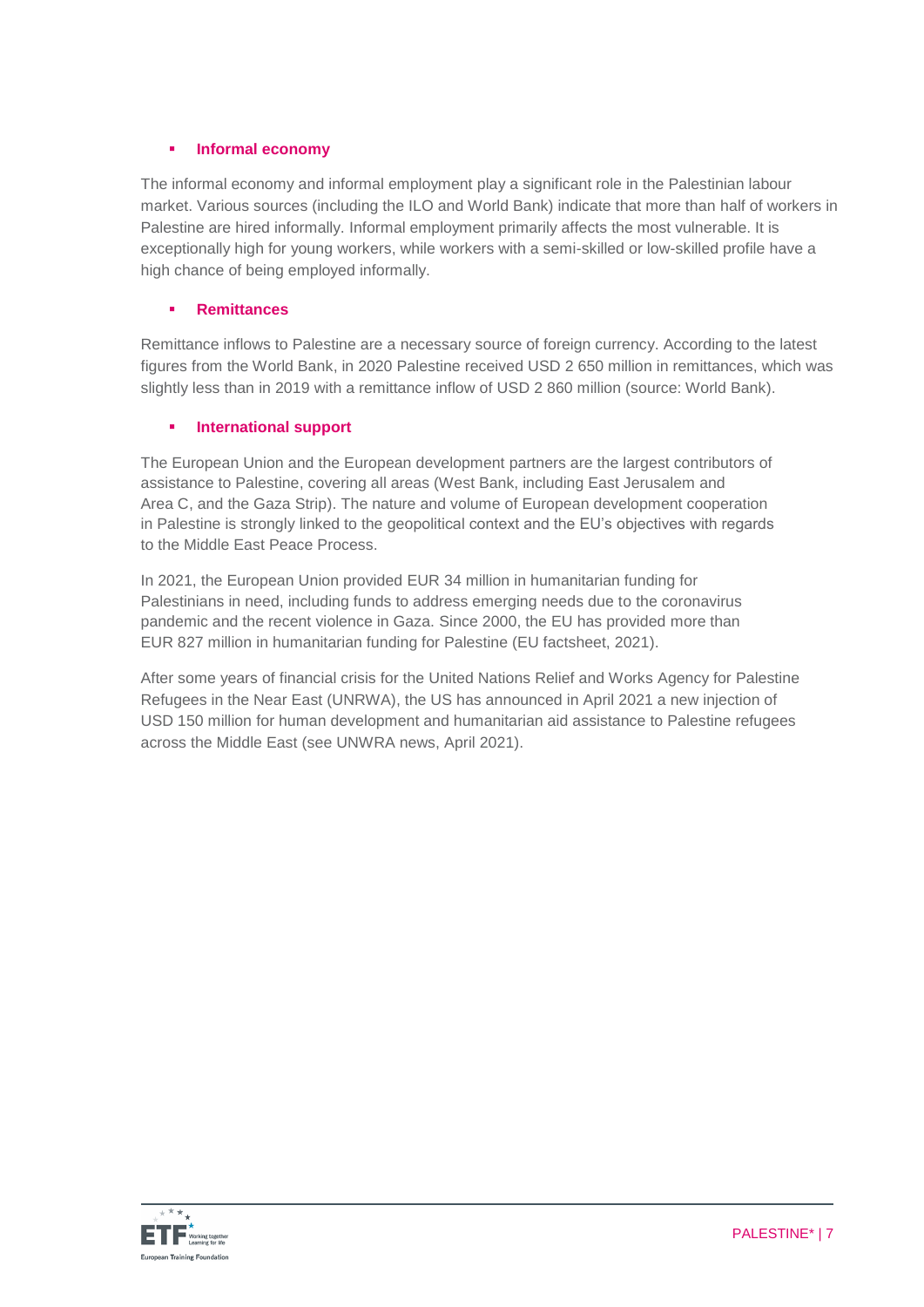- **Informal economy**

The informal economy and informal employment play a significant role in the Palestinian labour market. Various sources (including the ILO and World Bank) indicate that more than half of workers in Palestine are hired informally. Informal employment primarily affects the most vulnerable. It is exceptionally high for young workers, while workers with a semi-skilled or low-skilled profile have a high chance of being employed informally.

- **Remittances**

Remittance inflows to Palestine are a necessary source of foreign currency. According to the latest figures from the World Bank, in 2020 Palestine received USD 2 650 million in remittances, which was slightly less than in 2019 with a remittance inflow of USD 2 860 million (source: World Bank).

- **International support**

The European Union and the European development partners are the largest contributors of assistance to Palestine, covering all areas (West Bank, including East Jerusalem and Area C, and the Gaza Strip). The nature and volume of European development cooperation in Palestine is strongly linked to the geopolitical context and the EU's objectives with regards to the Middle East Peace Process.

In 2021, the European Union provided EUR 34 million in humanitarian funding for Palestinians in need, including funds to address emerging needs due to the coronavirus pandemic and the recent violence in Gaza. Since 2000, the EU has provided more than EUR 827 million in humanitarian funding for Palestine (EU factsheet, 2021).

After some years of financial crisis for the United Nations Relief and Works Agency for Palestine Refugees in the Near East (UNRWA), the US has announced in April 2021 a new injection of USD 150 million for human development and humanitarian aid assistance to Palestine refugees across the Middle East (see UNWRA news, April 2021).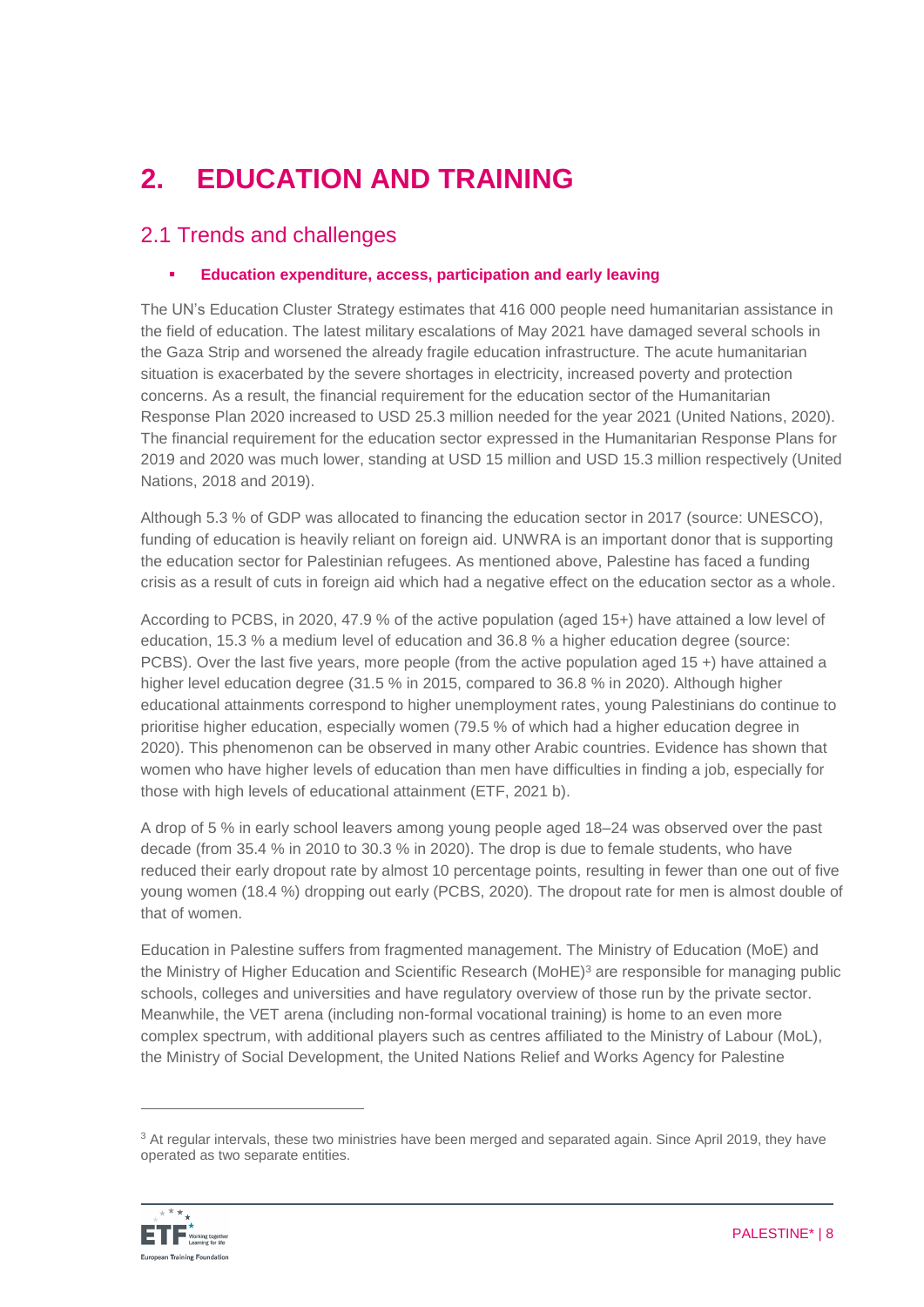# 2. EDUCATION AND TRAINING

## 2.1 Trends and challenges

- **Education expenditure, access, participation and early leaving**

The UN's Education Cluster Strategy estimates that 416 000 people need humanitarian assistance in the field of education. The latest military escalations of May 2021 have damaged several schools in the Gaza Strip and worsened the already fragile education infrastructure. The acute humanitarian situation is exacerbated by the severe shortages in electricity, increased poverty and protection concerns. As a result, the financial requirement for the education sector of the Humanitarian Response Plan 2020 increased to USD 25.3 million needed for the year 2021 (United Nations, 2020). The financial requirement for the education sector expressed in the Humanitarian Response Plans for 2019 and 2020 was much lower, standing at USD 15 million and USD 15.3 million respectively (United Nations, 2018 and 2019).

Although 5.3 % of GDP was allocated to financing the education sector in 2017 (source: UNESCO), funding of education is heavily reliant on foreign aid. UNWRA is an important donor that is supporting the education sector for Palestinian refugees. As mentioned above, Palestine has faced a funding crisis as a result of cuts in foreign aid which had a negative effect on the education sector as a whole.

According to PCBS, in 2020, 47.9 % of the active population (aged 15+) have attained a low level of education, 15.3 % a medium level of education and 36.8 % a higher education degree (source: PCBS). Over the last five years, more people (from the active population aged 15 +) have attained a higher level education degree (31.5 % in 2015, compared to 36.8 % in 2020). Although higher educational attainments correspond to higher unemployment rates, young Palestinians do continue to prioritise higher education, especially women (79.5 % of which had a higher education degree in 2020). This phenomenon can be observed in many other Arabic countries. Evidence has shown that women who have higher levels of education than men have difficulties in finding a job, especially for those with high levels of educational attainment (ETF, 2021 b).

A drop of 5 % in early school leavers among young people aged 18–24 was observed over the past decade (from 35.4 % in 2010 to 30.3 % in 2020). The drop is due to female students, who have reduced their early dropout rate by almost 10 percentage points, resulting in fewer than one out of five young women (18.4 %) dropping out early (PCBS, 2020). The dropout rate for men is almost double of that of women.

Education in Palestine suffers from fragmented management. The Ministry of Education (MoE) and the Ministry of Higher Education and Scientific Research (MoHE)[3] are responsible for managing public schools, colleges and universities and have regulatory overview of those run by the private sector. Meanwhile, the VET arena (including non-formal vocational training) is home to an even more complex spectrum, with additional players such as centres affiliated to the Ministry of Labour (MoL), the Ministry of Social Development, the United Nations Relief and Works Agency for Palestine

[3] At regular intervals, these two ministries have been merged and separated again. Since April 2019, they have operated as two separate entities.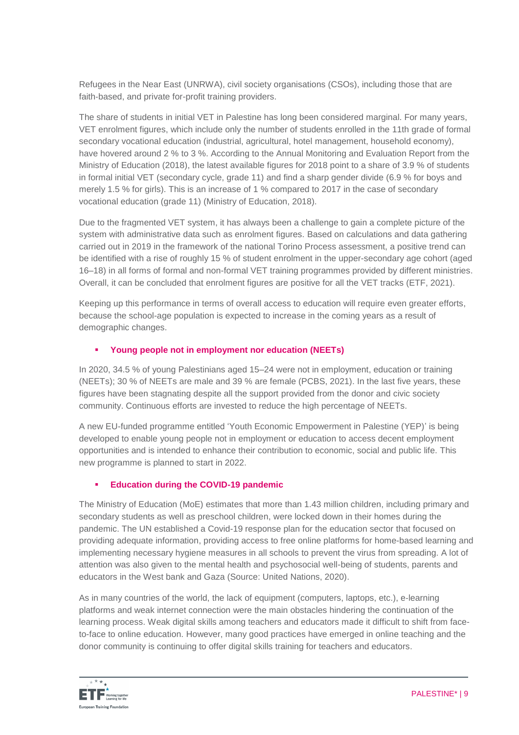Refugees in the Near East (UNRWA), civil society organisations (CSOs), including those that are faith-based, and private for-profit training providers.

The share of students in initial VET in Palestine has long been considered marginal. For many years, VET enrolment figures, which include only the number of students enrolled in the 11th grade of formal secondary vocational education (industrial, agricultural, hotel management, household economy), have hovered around 2 % to 3 %. According to the Annual Monitoring and Evaluation Report from the Ministry of Education (2018), the latest available figures for 2018 point to a share of 3.9 % of students in formal initial VET (secondary cycle, grade 11) and find a sharp gender divide (6.9 % for boys and merely 1.5 % for girls). This is an increase of 1 % compared to 2017 in the case of secondary vocational education (grade 11) (Ministry of Education, 2018).

Due to the fragmented VET system, it has always been a challenge to gain a complete picture of the system with administrative data such as enrolment figures. Based on calculations and data gathering carried out in 2019 in the framework of the national Torino Process assessment, a positive trend can be identified with a rise of roughly 15 % of student enrolment in the upper-secondary age cohort (aged 16–18) in all forms of formal and non-formal VET training programmes provided by different ministries. Overall, it can be concluded that enrolment figures are positive for all the VET tracks (ETF, 2021).

Keeping up this performance in terms of overall access to education will require even greater efforts, because the school-age population is expected to increase in the coming years as a result of demographic changes.

- **Young people not in employment nor education (NEETs)**

In 2020, 34.5 % of young Palestinians aged 15–24 were not in employment, education or training (NEETs); 30 % of NEETs are male and 39 % are female (PCBS, 2021). In the last five years, these figures have been stagnating despite all the support provided from the donor and civic society community. Continuous efforts are invested to reduce the high percentage of NEETs.

A new EU-funded programme entitled 'Youth Economic Empowerment in Palestine (YEP)' is being developed to enable young people not in employment or education to access decent employment opportunities and is intended to enhance their contribution to economic, social and public life. This new programme is planned to start in 2022.

- **Education during the COVID-19 pandemic**

The Ministry of Education (MoE) estimates that more than 1.43 million children, including primary and secondary students as well as preschool children, were locked down in their homes during the pandemic. The UN established a Covid-19 response plan for the education sector that focused on providing adequate information, providing access to free online platforms for home-based learning and implementing necessary hygiene measures in all schools to prevent the virus from spreading. A lot of attention was also given to the mental health and psychosocial well-being of students, parents and educators in the West bank and Gaza (Source: United Nations, 2020).

As in many countries of the world, the lack of equipment (computers, laptops, etc.), e-learning platforms and weak internet connection were the main obstacles hindering the continuation of the learning process. Weak digital skills among teachers and educators made it difficult to shift from face-to-face to online education. However, many good practices have emerged in online teaching and the donor community is continuing to offer digital skills training for teachers and educators.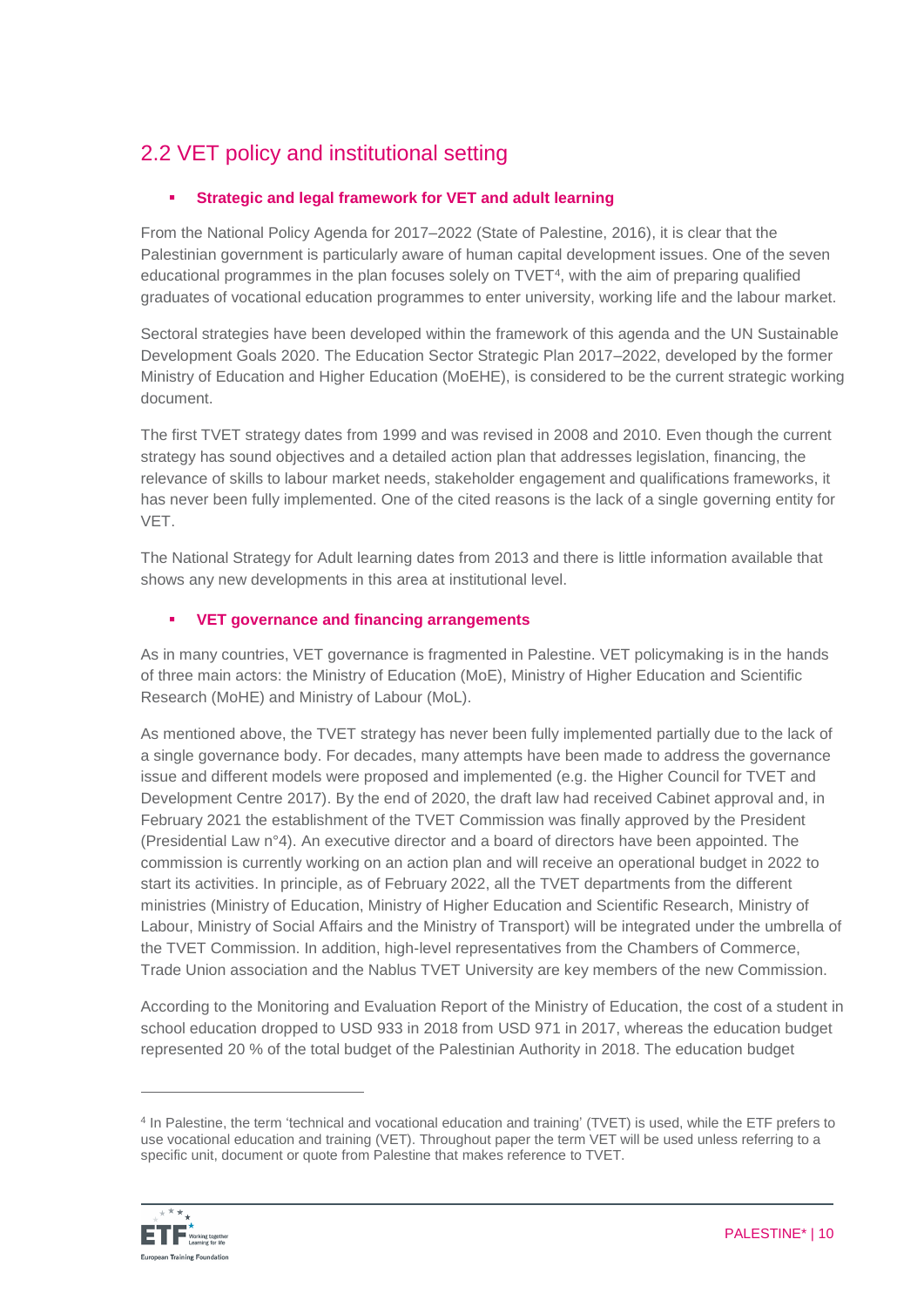## 2.2 VET policy and institutional setting

- **Strategic and legal framework for VET and adult learning**

From the National Policy Agenda for 2017–2022 (State of Palestine, 2016), it is clear that the Palestinian government is particularly aware of human capital development issues. One of the seven educational programmes in the plan focuses solely on TVET[4], with the aim of preparing qualified graduates of vocational education programmes to enter university, working life and the labour market.

Sectoral strategies have been developed within the framework of this agenda and the UN Sustainable Development Goals 2020. The Education Sector Strategic Plan 2017–2022, developed by the former Ministry of Education and Higher Education (MoEHE), is considered to be the current strategic working document.

The first TVET strategy dates from 1999 and was revised in 2008 and 2010. Even though the current strategy has sound objectives and a detailed action plan that addresses legislation, financing, the relevance of skills to labour market needs, stakeholder engagement and qualifications frameworks, it has never been fully implemented. One of the cited reasons is the lack of a single governing entity for VET.

The National Strategy for Adult learning dates from 2013 and there is little information available that shows any new developments in this area at institutional level.

- **VET governance and financing arrangements**

As in many countries, VET governance is fragmented in Palestine. VET policymaking is in the hands of three main actors: the Ministry of Education (MoE), Ministry of Higher Education and Scientific Research (MoHE) and Ministry of Labour (MoL).

As mentioned above, the TVET strategy has never been fully implemented partially due to the lack of a single governance body. For decades, many attempts have been made to address the governance issue and different models were proposed and implemented (e.g. the Higher Council for TVET and Development Centre 2017). By the end of 2020, the draft law had received Cabinet approval and, in February 2021 the establishment of the TVET Commission was finally approved by the President (Presidential Law n°4). An executive director and a board of directors have been appointed. The commission is currently working on an action plan and will receive an operational budget in 2022 to start its activities. In principle, as of February 2022, all the TVET departments from the different ministries (Ministry of Education, Ministry of Higher Education and Scientific Research, Ministry of Labour, Ministry of Social Affairs and the Ministry of Transport) will be integrated under the umbrella of the TVET Commission. In addition, high-level representatives from the Chambers of Commerce, Trade Union association and the Nablus TVET University are key members of the new Commission.

According to the Monitoring and Evaluation Report of the Ministry of Education, the cost of a student in school education dropped to USD 933 in 2018 from USD 971 in 2017, whereas the education budget represented 20 % of the total budget of the Palestinian Authority in 2018. The education budget

---

[4] In Palestine, the term 'technical and vocational education and training' (TVET) is used, while the ETF prefers to use vocational education and training (VET). Throughout paper the term VET will be used unless referring to a specific unit, document or quote from Palestine that makes reference to TVET.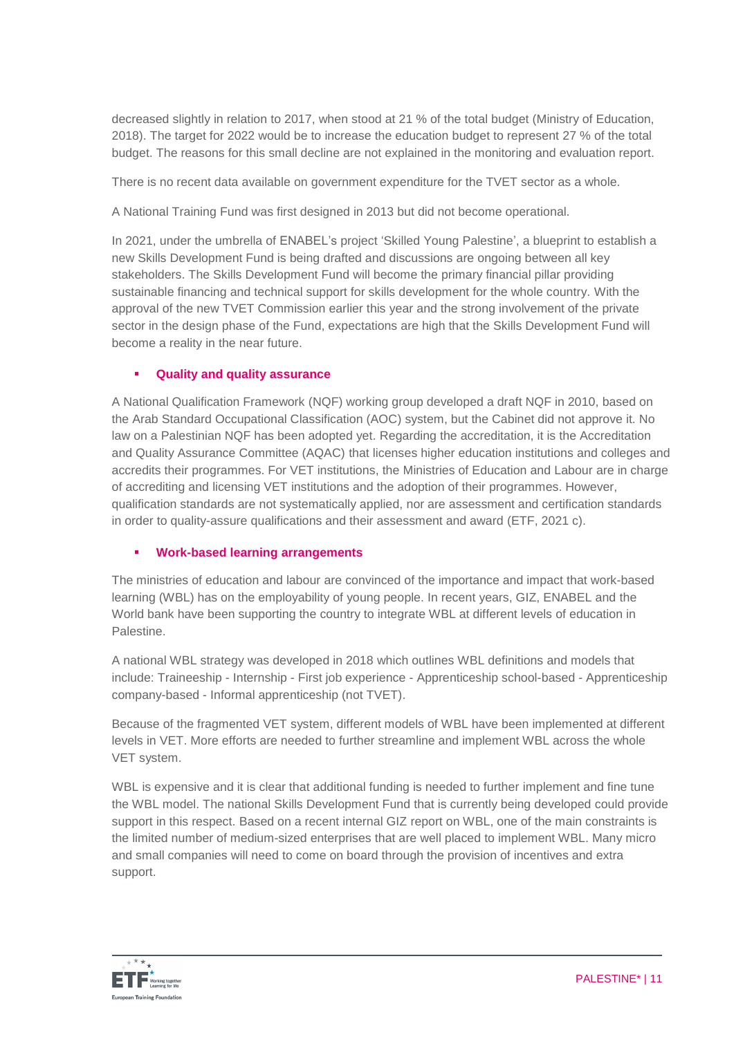decreased slightly in relation to 2017, when stood at 21 % of the total budget (Ministry of Education, 2018). The target for 2022 would be to increase the education budget to represent 27 % of the total budget. The reasons for this small decline are not explained in the monitoring and evaluation report.

There is no recent data available on government expenditure for the TVET sector as a whole.

A National Training Fund was first designed in 2013 but did not become operational.

In 2021, under the umbrella of ENABEL's project 'Skilled Young Palestine', a blueprint to establish a new Skills Development Fund is being drafted and discussions are ongoing between all key stakeholders. The Skills Development Fund will become the primary financial pillar providing sustainable financing and technical support for skills development for the whole country. With the approval of the new TVET Commission earlier this year and the strong involvement of the private sector in the design phase of the Fund, expectations are high that the Skills Development Fund will become a reality in the near future.

- **Quality and quality assurance**

A National Qualification Framework (NQF) working group developed a draft NQF in 2010, based on the Arab Standard Occupational Classification (AOC) system, but the Cabinet did not approve it. No law on a Palestinian NQF has been adopted yet. Regarding the accreditation, it is the Accreditation and Quality Assurance Committee (AQAC) that licenses higher education institutions and colleges and accredits their programmes. For VET institutions, the Ministries of Education and Labour are in charge of accrediting and licensing VET institutions and the adoption of their programmes. However, qualification standards are not systematically applied, nor are assessment and certification standards in order to quality-assure qualifications and their assessment and award (ETF, 2021 c).

- **Work-based learning arrangements**

The ministries of education and labour are convinced of the importance and impact that work-based learning (WBL) has on the employability of young people. In recent years, GIZ, ENABEL and the World bank have been supporting the country to integrate WBL at different levels of education in Palestine.

A national WBL strategy was developed in 2018 which outlines WBL definitions and models that include: Traineeship - Internship - First job experience - Apprenticeship school-based - Apprenticeship company-based - Informal apprenticeship (not TVET).

Because of the fragmented VET system, different models of WBL have been implemented at different levels in VET. More efforts are needed to further streamline and implement WBL across the whole VET system.

WBL is expensive and it is clear that additional funding is needed to further implement and fine tune the WBL model. The national Skills Development Fund that is currently being developed could provide support in this respect. Based on a recent internal GIZ report on WBL, one of the main constraints is the limited number of medium-sized enterprises that are well placed to implement WBL. Many micro and small companies will need to come on board through the provision of incentives and extra support.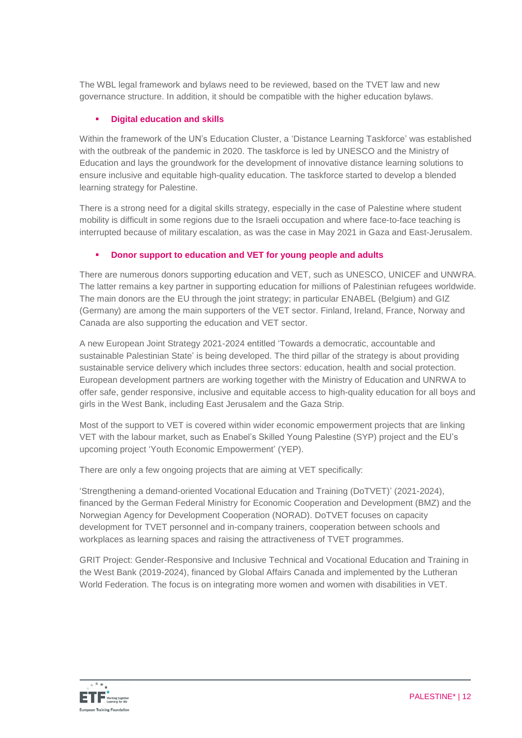The WBL legal framework and bylaws need to be reviewed, based on the TVET law and new governance structure. In addition, it should be compatible with the higher education bylaws.

- **Digital education and skills**

Within the framework of the UN's Education Cluster, a 'Distance Learning Taskforce' was established with the outbreak of the pandemic in 2020. The taskforce is led by UNESCO and the Ministry of Education and lays the groundwork for the development of innovative distance learning solutions to ensure inclusive and equitable high-quality education. The taskforce started to develop a blended learning strategy for Palestine.

There is a strong need for a digital skills strategy, especially in the case of Palestine where student mobility is difficult in some regions due to the Israeli occupation and where face-to-face teaching is interrupted because of military escalation, as was the case in May 2021 in Gaza and East-Jerusalem.

- **Donor support to education and VET for young people and adults**

There are numerous donors supporting education and VET, such as UNESCO, UNICEF and UNWRA. The latter remains a key partner in supporting education for millions of Palestinian refugees worldwide. The main donors are the EU through the joint strategy; in particular ENABEL (Belgium) and GIZ (Germany) are among the main supporters of the VET sector. Finland, Ireland, France, Norway and Canada are also supporting the education and VET sector.

A new European Joint Strategy 2021-2024 entitled 'Towards a democratic, accountable and sustainable Palestinian State' is being developed. The third pillar of the strategy is about providing sustainable service delivery which includes three sectors: education, health and social protection. European development partners are working together with the Ministry of Education and UNRWA to offer safe, gender responsive, inclusive and equitable access to high-quality education for all boys and girls in the West Bank, including East Jerusalem and the Gaza Strip.

Most of the support to VET is covered within wider economic empowerment projects that are linking VET with the labour market, such as Enabel's Skilled Young Palestine (SYP) project and the EU's upcoming project 'Youth Economic Empowerment' (YEP).

There are only a few ongoing projects that are aiming at VET specifically:

'Strengthening a demand-oriented Vocational Education and Training (DoTVET)' (2021-2024), financed by the German Federal Ministry for Economic Cooperation and Development (BMZ) and the Norwegian Agency for Development Cooperation (NORAD). DoTVET focuses on capacity development for TVET personnel and in-company trainers, cooperation between schools and workplaces as learning spaces and raising the attractiveness of TVET programmes.

GRIT Project: Gender-Responsive and Inclusive Technical and Vocational Education and Training in the West Bank (2019-2024), financed by Global Affairs Canada and implemented by the Lutheran World Federation. The focus is on integrating more women and women with disabilities in VET.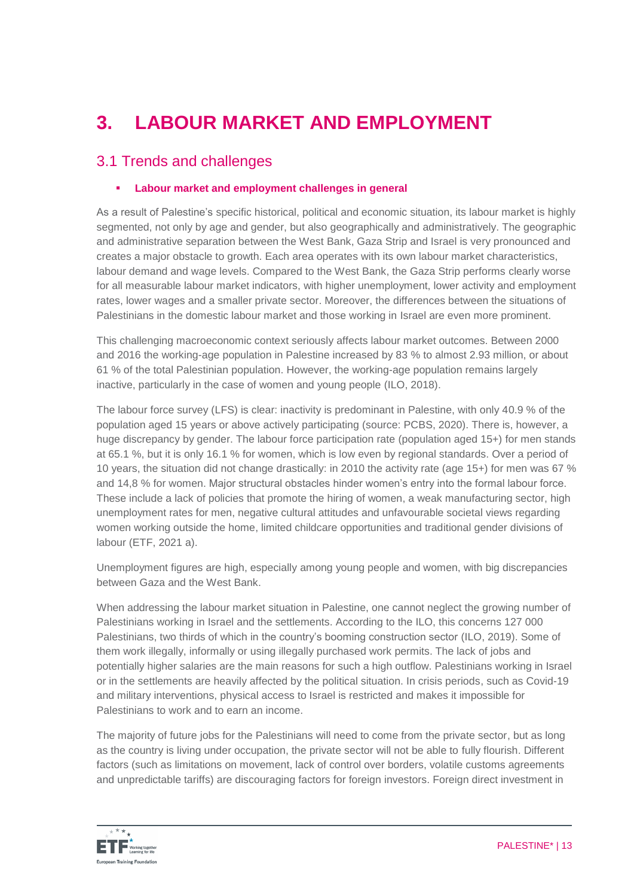# 3. LABOUR MARKET AND EMPLOYMENT

## 3.1 Trends and challenges

- **Labour market and employment challenges in general**

As a result of Palestine's specific historical, political and economic situation, its labour market is highly segmented, not only by age and gender, but also geographically and administratively. The geographic and administrative separation between the West Bank, Gaza Strip and Israel is very pronounced and creates a major obstacle to growth. Each area operates with its own labour market characteristics, labour demand and wage levels. Compared to the West Bank, the Gaza Strip performs clearly worse for all measurable labour market indicators, with higher unemployment, lower activity and employment rates, lower wages and a smaller private sector. Moreover, the differences between the situations of Palestinians in the domestic labour market and those working in Israel are even more prominent.

This challenging macroeconomic context seriously affects labour market outcomes. Between 2000 and 2016 the working-age population in Palestine increased by 83 % to almost 2.93 million, or about 61 % of the total Palestinian population. However, the working-age population remains largely inactive, particularly in the case of women and young people (ILO, 2018).

The labour force survey (LFS) is clear: inactivity is predominant in Palestine, with only 40.9 % of the population aged 15 years or above actively participating (source: PCBS, 2020). There is, however, a huge discrepancy by gender. The labour force participation rate (population aged 15+) for men stands at 65.1 %, but it is only 16.1 % for women, which is low even by regional standards. Over a period of 10 years, the situation did not change drastically: in 2010 the activity rate (age 15+) for men was 67 % and 14,8 % for women. Major structural obstacles hinder women's entry into the formal labour force. These include a lack of policies that promote the hiring of women, a weak manufacturing sector, high unemployment rates for men, negative cultural attitudes and unfavourable societal views regarding women working outside the home, limited childcare opportunities and traditional gender divisions of labour (ETF, 2021 a).

Unemployment figures are high, especially among young people and women, with big discrepancies between Gaza and the West Bank.

When addressing the labour market situation in Palestine, one cannot neglect the growing number of Palestinians working in Israel and the settlements. According to the ILO, this concerns 127 000 Palestinians, two thirds of which in the country's booming construction sector (ILO, 2019). Some of them work illegally, informally or using illegally purchased work permits. The lack of jobs and potentially higher salaries are the main reasons for such a high outflow. Palestinians working in Israel or in the settlements are heavily affected by the political situation. In crisis periods, such as Covid-19 and military interventions, physical access to Israel is restricted and makes it impossible for Palestinians to work and to earn an income.

The majority of future jobs for the Palestinians will need to come from the private sector, but as long as the country is living under occupation, the private sector will not be able to fully flourish. Different factors (such as limitations on movement, lack of control over borders, volatile customs agreements and unpredictable tariffs) are discouraging factors for foreign investors. Foreign direct investment in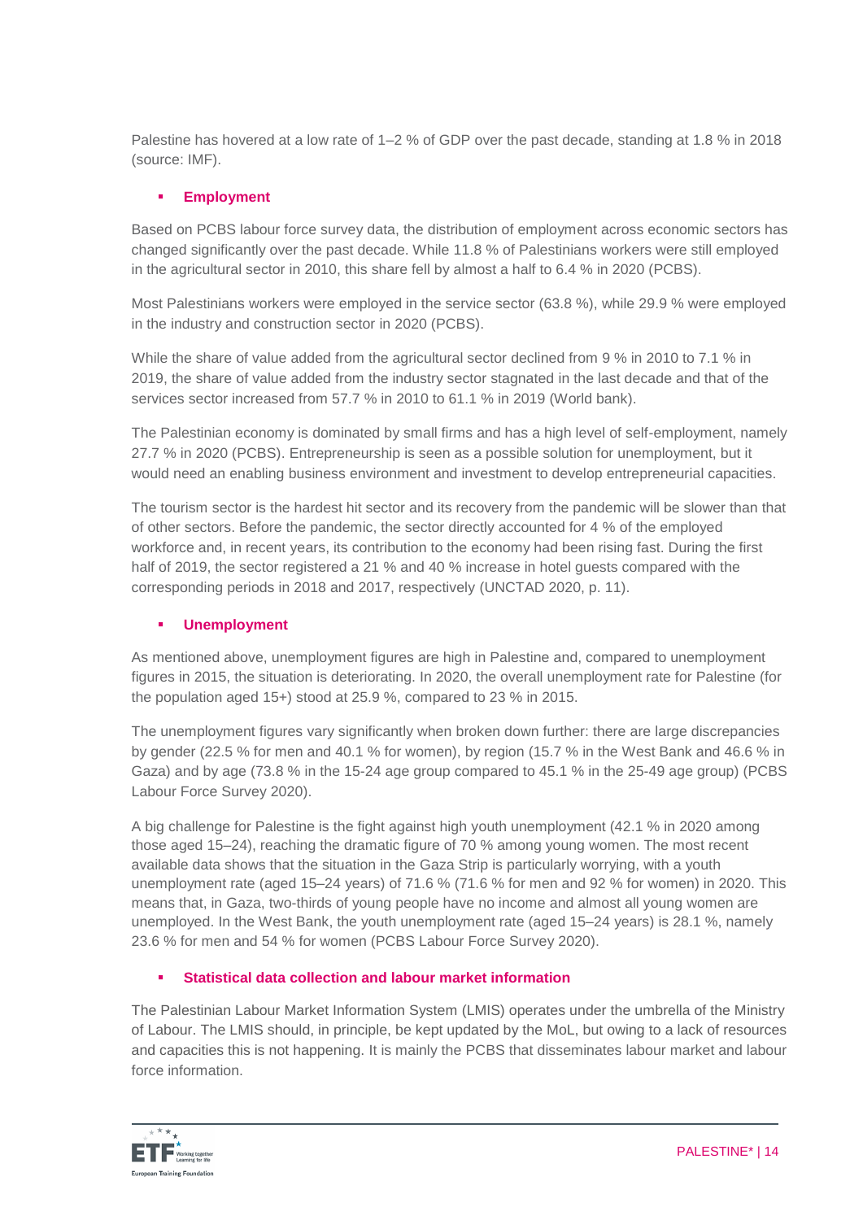Palestine has hovered at a low rate of 1–2 % of GDP over the past decade, standing at 1.8 % in 2018 (source: IMF).

- **Employment**

Based on PCBS labour force survey data, the distribution of employment across economic sectors has changed significantly over the past decade. While 11.8 % of Palestinians workers were still employed in the agricultural sector in 2010, this share fell by almost a half to 6.4 % in 2020 (PCBS).

Most Palestinians workers were employed in the service sector (63.8 %), while 29.9 % were employed in the industry and construction sector in 2020 (PCBS).

While the share of value added from the agricultural sector declined from 9 % in 2010 to 7.1 % in 2019, the share of value added from the industry sector stagnated in the last decade and that of the services sector increased from 57.7 % in 2010 to 61.1 % in 2019 (World bank).

The Palestinian economy is dominated by small firms and has a high level of self-employment, namely 27.7 % in 2020 (PCBS). Entrepreneurship is seen as a possible solution for unemployment, but it would need an enabling business environment and investment to develop entrepreneurial capacities.

The tourism sector is the hardest hit sector and its recovery from the pandemic will be slower than that of other sectors. Before the pandemic, the sector directly accounted for 4 % of the employed workforce and, in recent years, its contribution to the economy had been rising fast. During the first half of 2019, the sector registered a 21 % and 40 % increase in hotel guests compared with the corresponding periods in 2018 and 2017, respectively (UNCTAD 2020, p. 11).

- **Unemployment**

As mentioned above, unemployment figures are high in Palestine and, compared to unemployment figures in 2015, the situation is deteriorating. In 2020, the overall unemployment rate for Palestine (for the population aged 15+) stood at 25.9 %, compared to 23 % in 2015.

The unemployment figures vary significantly when broken down further: there are large discrepancies by gender (22.5 % for men and 40.1 % for women), by region (15.7 % in the West Bank and 46.6 % in Gaza) and by age (73.8 % in the 15-24 age group compared to 45.1 % in the 25-49 age group) (PCBS Labour Force Survey 2020).

A big challenge for Palestine is the fight against high youth unemployment (42.1 % in 2020 among those aged 15–24), reaching the dramatic figure of 70 % among young women. The most recent available data shows that the situation in the Gaza Strip is particularly worrying, with a youth unemployment rate (aged 15–24 years) of 71.6 % (71.6 % for men and 92 % for women) in 2020. This means that, in Gaza, two-thirds of young people have no income and almost all young women are unemployed. In the West Bank, the youth unemployment rate (aged 15–24 years) is 28.1 %, namely 23.6 % for men and 54 % for women (PCBS Labour Force Survey 2020).

- **Statistical data collection and labour market information**

The Palestinian Labour Market Information System (LMIS) operates under the umbrella of the Ministry of Labour. The LMIS should, in principle, be kept updated by the MoL, but owing to a lack of resources and capacities this is not happening. It is mainly the PCBS that disseminates labour market and labour force information.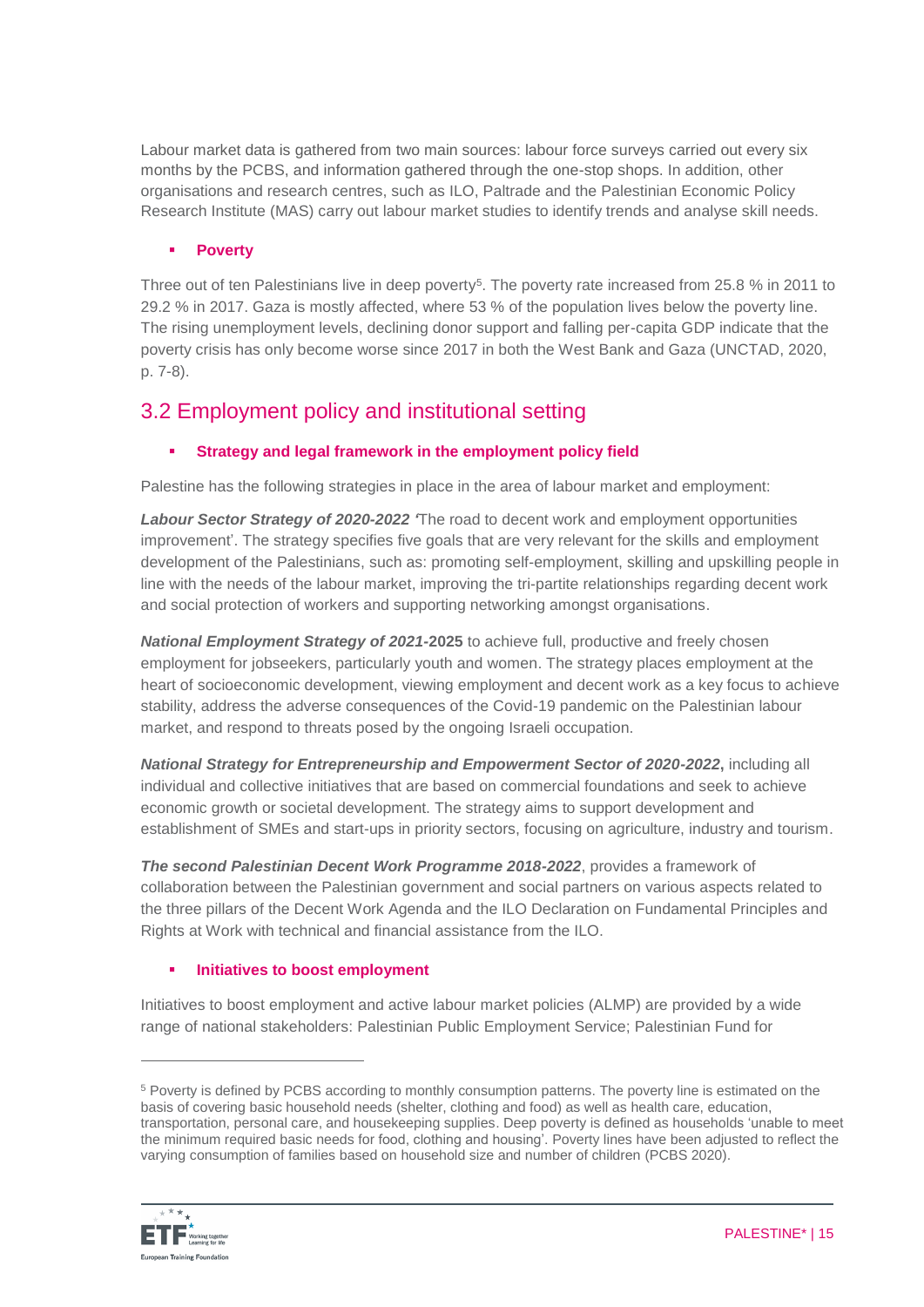Labour market data is gathered from two main sources: labour force surveys carried out every six months by the PCBS, and information gathered through the one-stop shops. In addition, other organisations and research centres, such as ILO, Paltrade and the Palestinian Economic Policy Research Institute (MAS) carry out labour market studies to identify trends and analyse skill needs.

- **Poverty**

Three out of ten Palestinians live in deep poverty[5]. The poverty rate increased from 25.8 % in 2011 to 29.2 % in 2017. Gaza is mostly affected, where 53 % of the population lives below the poverty line. The rising unemployment levels, declining donor support and falling per-capita GDP indicate that the poverty crisis has only become worse since 2017 in both the West Bank and Gaza (UNCTAD, 2020, p. 7-8).

## 3.2 Employment policy and institutional setting

- **Strategy and legal framework in the employment policy field**

Palestine has the following strategies in place in the area of labour market and employment:

***Labour Sector Strategy of 2020-2022*** *'*The road to decent work and employment opportunities improvement'. The strategy specifies five goals that are very relevant for the skills and employment development of the Palestinians, such as: promoting self-employment, skilling and upskilling people in line with the needs of the labour market, improving the tri-partite relationships regarding decent work and social protection of workers and supporting networking amongst organisations.

***National Employment Strategy of 2021*-2025** to achieve full, productive and freely chosen employment for jobseekers, particularly youth and women. The strategy places employment at the heart of socioeconomic development, viewing employment and decent work as a key focus to achieve stability, address the adverse consequences of the Covid-19 pandemic on the Palestinian labour market, and respond to threats posed by the ongoing Israeli occupation.

***National Strategy for Entrepreneurship and Empowerment Sector of 2020-2022*,** including all individual and collective initiatives that are based on commercial foundations and seek to achieve economic growth or societal development. The strategy aims to support development and establishment of SMEs and start-ups in priority sectors, focusing on agriculture, industry and tourism.

***The second Palestinian Decent Work Programme 2018-2022***, provides a framework of collaboration between the Palestinian government and social partners on various aspects related to the three pillars of the Decent Work Agenda and the ILO Declaration on Fundamental Principles and Rights at Work with technical and financial assistance from the ILO.

- **Initiatives to boost employment**

Initiatives to boost employment and active labour market policies (ALMP) are provided by a wide range of national stakeholders: Palestinian Public Employment Service; Palestinian Fund for

---

[5] Poverty is defined by PCBS according to monthly consumption patterns. The poverty line is estimated on the basis of covering basic household needs (shelter, clothing and food) as well as health care, education, transportation, personal care, and housekeeping supplies. Deep poverty is defined as households 'unable to meet the minimum required basic needs for food, clothing and housing'. Poverty lines have been adjusted to reflect the varying consumption of families based on household size and number of children (PCBS 2020).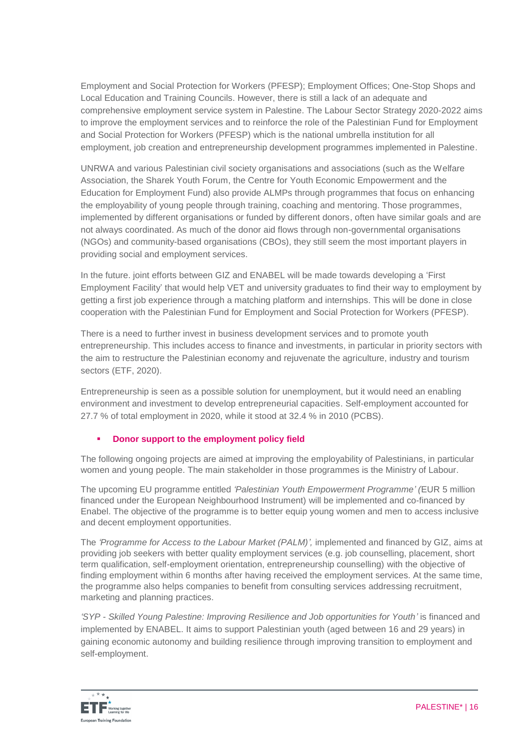Employment and Social Protection for Workers (PFESP); Employment Offices; One-Stop Shops and Local Education and Training Councils. However, there is still a lack of an adequate and comprehensive employment service system in Palestine. The Labour Sector Strategy 2020-2022 aims to improve the employment services and to reinforce the role of the Palestinian Fund for Employment and Social Protection for Workers (PFESP) which is the national umbrella institution for all employment, job creation and entrepreneurship development programmes implemented in Palestine.

UNRWA and various Palestinian civil society organisations and associations (such as the Welfare Association, the Sharek Youth Forum, the Centre for Youth Economic Empowerment and the Education for Employment Fund) also provide ALMPs through programmes that focus on enhancing the employability of young people through training, coaching and mentoring. Those programmes, implemented by different organisations or funded by different donors, often have similar goals and are not always coordinated. As much of the donor aid flows through non-governmental organisations (NGOs) and community-based organisations (CBOs), they still seem the most important players in providing social and employment services.

In the future. joint efforts between GIZ and ENABEL will be made towards developing a 'First Employment Facility' that would help VET and university graduates to find their way to employment by getting a first job experience through a matching platform and internships. This will be done in close cooperation with the Palestinian Fund for Employment and Social Protection for Workers (PFESP).

There is a need to further invest in business development services and to promote youth entrepreneurship. This includes access to finance and investments, in particular in priority sectors with the aim to restructure the Palestinian economy and rejuvenate the agriculture, industry and tourism sectors (ETF, 2020).

Entrepreneurship is seen as a possible solution for unemployment, but it would need an enabling environment and investment to develop entrepreneurial capacities. Self-employment accounted for 27.7 % of total employment in 2020, while it stood at 32.4 % in 2010 (PCBS).

- **Donor support to the employment policy field**

The following ongoing projects are aimed at improving the employability of Palestinians, in particular women and young people. The main stakeholder in those programmes is the Ministry of Labour.

The upcoming EU programme entitled *'Palestinian Youth Empowerment Programme' (*EUR 5 million financed under the European Neighbourhood Instrument) will be implemented and co-financed by Enabel. The objective of the programme is to better equip young women and men to access inclusive and decent employment opportunities.

The *'Programme for Access to the Labour Market (PALM)',* implemented and financed by GIZ, aims at providing job seekers with better quality employment services (e.g. job counselling, placement, short term qualification, self-employment orientation, entrepreneurship counselling) with the objective of finding employment within 6 months after having received the employment services. At the same time, the programme also helps companies to benefit from consulting services addressing recruitment, marketing and planning practices.

*'SYP - Skilled Young Palestine: Improving Resilience and Job opportunities for Youth'* is financed and implemented by ENABEL. It aims to support Palestinian youth (aged between 16 and 29 years) in gaining economic autonomy and building resilience through improving transition to employment and self-employment.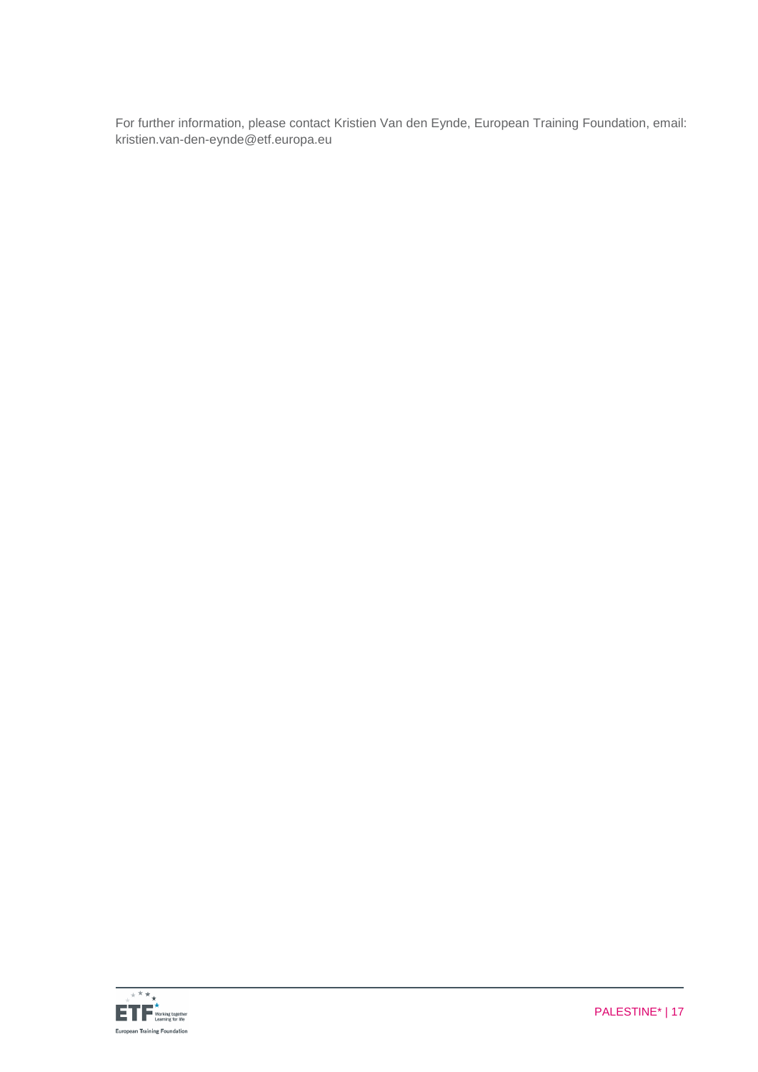For further information, please contact Kristien Van den Eynde, European Training Foundation, email: kristien.van-den-eynde@etf.europa.eu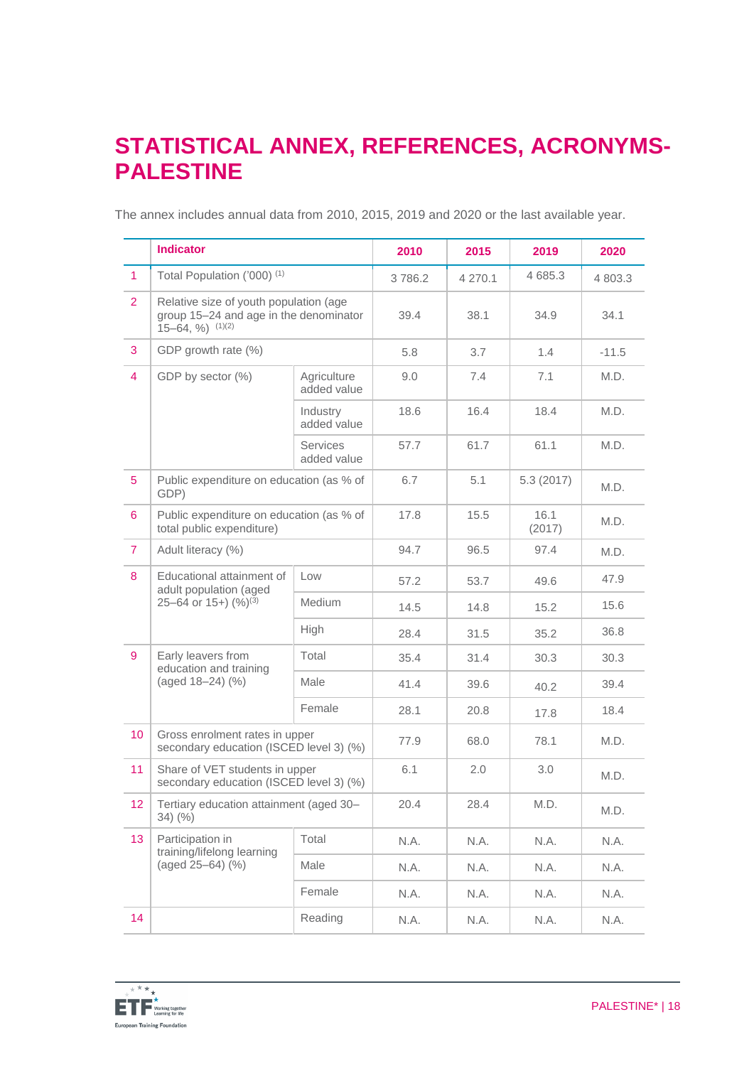# STATISTICAL ANNEX, REFERENCES, ACRONYMS-PALESTINE

The annex includes annual data from 2010, 2015, 2019 and 2020 or the last available year.

| | Indicator | | 2010 | 2015 | 2019 | 2020 |
|---|---|---|---|---|---|---|
| 1 | Total Population ('000) [(1)] | | 3 786.2 | 4 270.1 | 4 685.3 | 4 803.3 |
| 2 | Relative size of youth population (age group 15–24 and age in the denominator 15–64, %) [(1)(2)] | | 39.4 | 38.1 | 34.9 | 34.1 |
| 3 | GDP growth rate (%) | | 5.8 | 3.7 | 1.4 | -11.5 |
| 4 | GDP by sector (%) | Agriculture added value | 9.0 | 7.4 | 7.1 | M.D. |
| | | Industry added value | 18.6 | 16.4 | 18.4 | M.D. |
| | | Services added value | 57.7 | 61.7 | 61.1 | M.D. |
| 5 | Public expenditure on education (as % of GDP) | | 6.7 | 5.1 | 5.3 (2017) | M.D. |
| 6 | Public expenditure on education (as % of total public expenditure) | | 17.8 | 15.5 | 16.1 (2017) | M.D. |
| 7 | Adult literacy (%) | | 94.7 | 96.5 | 97.4 | M.D. |
| 8 | Educational attainment of adult population (aged 25–64 or 15+) (%)[(3)] | Low | 57.2 | 53.7 | 49.6 | 47.9 |
| | | Medium | 14.5 | 14.8 | 15.2 | 15.6 |
| | | High | 28.4 | 31.5 | 35.2 | 36.8 |
| 9 | Early leavers from education and training (aged 18–24) (%) | Total | 35.4 | 31.4 | 30.3 | 30.3 |
| | | Male | 41.4 | 39.6 | 40.2 | 39.4 |
| | | Female | 28.1 | 20.8 | 17.8 | 18.4 |
| 10 | Gross enrolment rates in upper secondary education (ISCED level 3) (%) | | 77.9 | 68.0 | 78.1 | M.D. |
| 11 | Share of VET students in upper secondary education (ISCED level 3) (%) | | 6.1 | 2.0 | 3.0 | M.D. |
| 12 | Tertiary education attainment (aged 30–34) (%) | | 20.4 | 28.4 | M.D. | M.D. |
| 13 | Participation in training/lifelong learning (aged 25–64) (%) | Total | N.A. | N.A. | N.A. | N.A. |
| | | Male | N.A. | N.A. | N.A. | N.A. |
| | | Female | N.A. | N.A. | N.A. | N.A. |
| 14 | | Reading | N.A. | N.A. | N.A. | N.A. |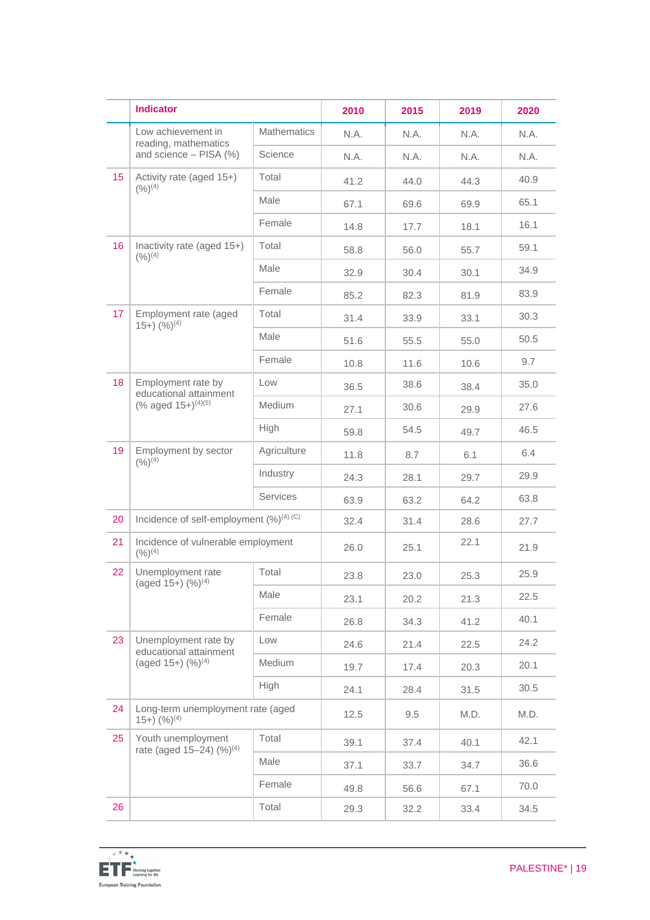| | Indicator | | 2010 | 2015 | 2019 | 2020 |
|---|---|---|---|---|---|---|
| | Low achievement in reading, mathematics and science – PISA (%) | Mathematics | N.A. | N.A. | N.A. | N.A. |
| | | Science | N.A. | N.A. | N.A. | N.A. |
| 15 | Activity rate (aged 15+) (%)[4] | Total | 41.2 | 44.0 | 44.3 | 40.9 |
| | | Male | 67.1 | 69.6 | 69.9 | 65.1 |
| | | Female | 14.8 | 17.7 | 18.1 | 16.1 |
| 16 | Inactivity rate (aged 15+) (%)[4] | Total | 58.8 | 56.0 | 55.7 | 59.1 |
| | | Male | 32.9 | 30.4 | 30.1 | 34.9 |
| | | Female | 85.2 | 82.3 | 81.9 | 83.9 |
| 17 | Employment rate (aged 15+) (%)[4] | Total | 31.4 | 33.9 | 33.1 | 30.3 |
| | | Male | 51.6 | 55.5 | 55.0 | 50.5 |
| | | Female | 10.8 | 11.6 | 10.6 | 9.7 |
| 18 | Employment rate by educational attainment (% aged 15+)[4][5] | Low | 36.5 | 38.6 | 38.4 | 35.0 |
| | | Medium | 27.1 | 30.6 | 29.9 | 27.6 |
| | | High | 59.8 | 54.5 | 49.7 | 46.5 |
| 19 | Employment by sector (%)[4] | Agriculture | 11.8 | 8.7 | 6.1 | 6.4 |
| | | Industry | 24.3 | 28.1 | 29.7 | 29.9 |
| | | Services | 63.9 | 63.2 | 64.2 | 63.8 |
| 20 | Incidence of self-employment (%)[4] [C] | | 32.4 | 31.4 | 28.6 | 27.7 |
| 21 | Incidence of vulnerable employment (%)[4] | | 26.0 | 25.1 | 22.1 | 21.9 |
| 22 | Unemployment rate (aged 15+) (%)[4] | Total | 23.8 | 23.0 | 25.3 | 25.9 |
| | | Male | 23.1 | 20.2 | 21.3 | 22.5 |
| | | Female | 26.8 | 34.3 | 41.2 | 40.1 |
| 23 | Unemployment rate by educational attainment (aged 15+) (%)[4] | Low | 24.6 | 21.4 | 22.5 | 24.2 |
| | | Medium | 19.7 | 17.4 | 20.3 | 20.1 |
| | | High | 24.1 | 28.4 | 31.5 | 30.5 |
| 24 | Long-term unemployment rate (aged 15+) (%)[4] | | 12.5 | 9.5 | M.D. | M.D. |
| 25 | Youth unemployment rate (aged 15–24) (%)[4] | Total | 39.1 | 37.4 | 40.1 | 42.1 |
| | | Male | 37.1 | 33.7 | 34.7 | 36.6 |
| | | Female | 49.8 | 56.6 | 67.1 | 70.0 |
| 26 | | Total | 29.3 | 32.2 | 33.4 | 34.5 |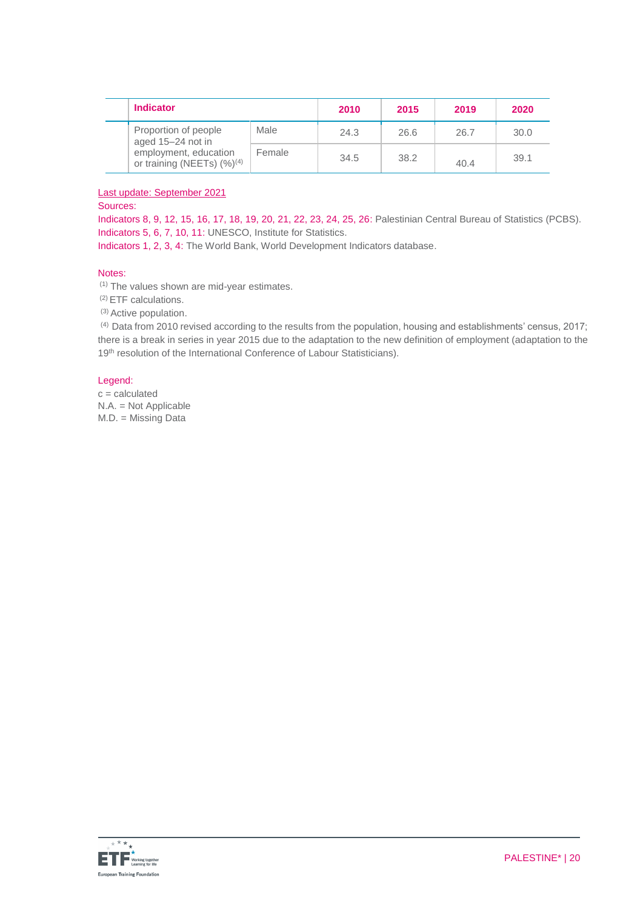| | Indicator | | 2010 | 2015 | 2019 | 2020 |
|---|---|---|---|---|---|---|
| | Proportion of people aged 15–24 not in employment, education or training (NEETs) (%)[4] | Male | 24.3 | 26.6 | 26.7 | 30.0 |
| | | Female | 34.5 | 38.2 | 40.4 | 39.1 |

Last update: September 2021

Sources:

Indicators 8, 9, 12, 15, 16, 17, 18, 19, 20, 21, 22, 23, 24, 25, 26: Palestinian Central Bureau of Statistics (PCBS).
Indicators 5, 6, 7, 10, 11: UNESCO, Institute for Statistics.
Indicators 1, 2, 3, 4: The World Bank, World Development Indicators database.

Notes:

[1] The values shown are mid-year estimates.
[2] ETF calculations.
[3] Active population.
[4] Data from 2010 revised according to the results from the population, housing and establishments' census, 2017; there is a break in series in year 2015 due to the adaptation to the new definition of employment (adaptation to the 19th resolution of the International Conference of Labour Statisticians).

Legend:

c = calculated
N.A. = Not Applicable
M.D. = Missing Data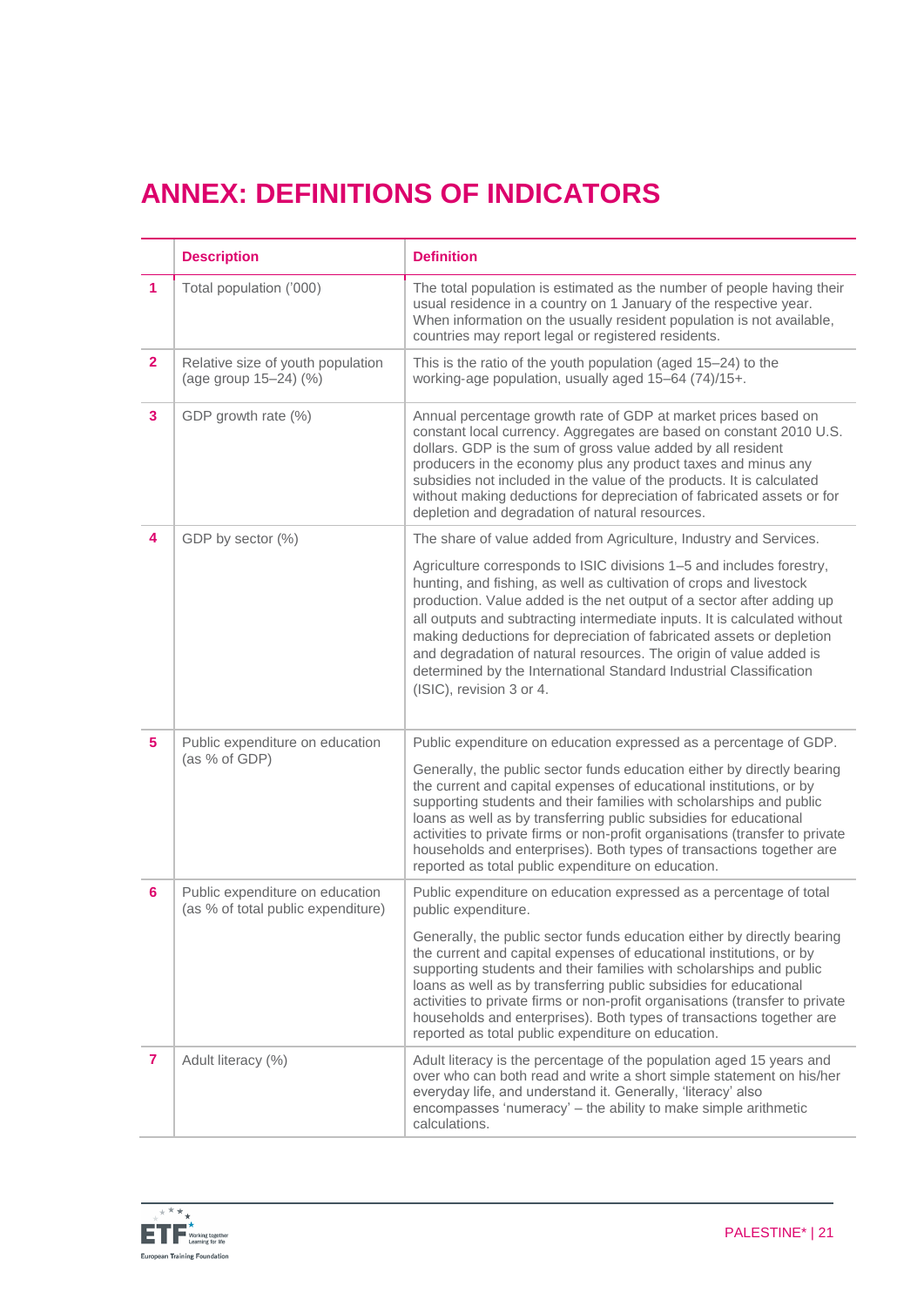# ANNEX: DEFINITIONS OF INDICATORS

| | Description | Definition |
|---|---|---|
| 1 | Total population ('000) | The total population is estimated as the number of people having their usual residence in a country on 1 January of the respective year. When information on the usually resident population is not available, countries may report legal or registered residents. |
| 2 | Relative size of youth population (age group 15–24) (%) | This is the ratio of the youth population (aged 15–24) to the working-age population, usually aged 15–64 (74)/15+. |
| 3 | GDP growth rate (%) | Annual percentage growth rate of GDP at market prices based on constant local currency. Aggregates are based on constant 2010 U.S. dollars. GDP is the sum of gross value added by all resident producers in the economy plus any product taxes and minus any subsidies not included in the value of the products. It is calculated without making deductions for depreciation of fabricated assets or for depletion and degradation of natural resources. |
| 4 | GDP by sector (%) | The share of value added from Agriculture, Industry and Services.<br><br>Agriculture corresponds to ISIC divisions 1–5 and includes forestry, hunting, and fishing, as well as cultivation of crops and livestock production. Value added is the net output of a sector after adding up all outputs and subtracting intermediate inputs. It is calculated without making deductions for depreciation of fabricated assets or depletion and degradation of natural resources. The origin of value added is determined by the International Standard Industrial Classification (ISIC), revision 3 or 4. |
| 5 | Public expenditure on education (as % of GDP) | Public expenditure on education expressed as a percentage of GDP.<br><br>Generally, the public sector funds education either by directly bearing the current and capital expenses of educational institutions, or by supporting students and their families with scholarships and public loans as well as by transferring public subsidies for educational activities to private firms or non-profit organisations (transfer to private households and enterprises). Both types of transactions together are reported as total public expenditure on education. |
| 6 | Public expenditure on education (as % of total public expenditure) | Public expenditure on education expressed as a percentage of total public expenditure.<br><br>Generally, the public sector funds education either by directly bearing the current and capital expenses of educational institutions, or by supporting students and their families with scholarships and public loans as well as by transferring public subsidies for educational activities to private firms or non-profit organisations (transfer to private households and enterprises). Both types of transactions together are reported as total public expenditure on education. |
| 7 | Adult literacy (%) | Adult literacy is the percentage of the population aged 15 years and over who can both read and write a short simple statement on his/her everyday life, and understand it. Generally, 'literacy' also encompasses 'numeracy' – the ability to make simple arithmetic calculations. |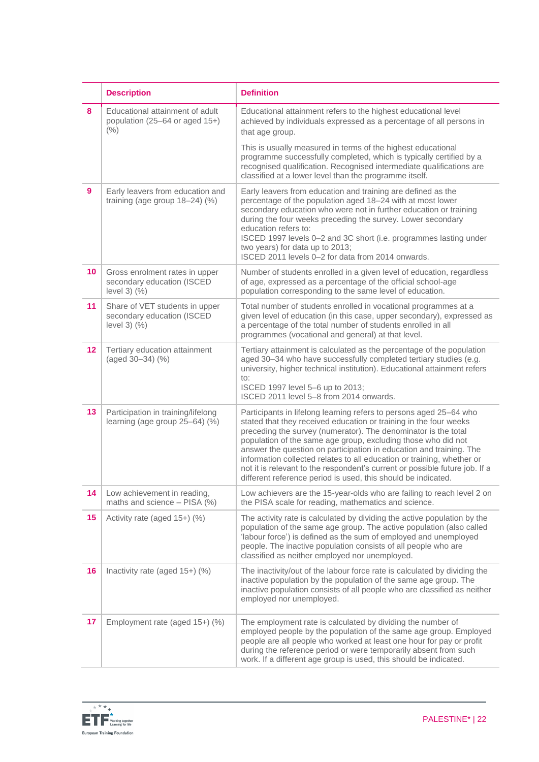| | Description | Definition |
|---|---|---|
| 8 | Educational attainment of adult population (25–64 or aged 15+) (%) | Educational attainment refers to the highest educational level achieved by individuals expressed as a percentage of all persons in that age group.<br><br>This is usually measured in terms of the highest educational programme successfully completed, which is typically certified by a recognised qualification. Recognised intermediate qualifications are classified at a lower level than the programme itself. |
| 9 | Early leavers from education and training (age group 18–24) (%) | Early leavers from education and training are defined as the percentage of the population aged 18–24 with at most lower secondary education who were not in further education or training during the four weeks preceding the survey. Lower secondary education refers to:<br>ISCED 1997 levels 0–2 and 3C short (i.e. programmes lasting under two years) for data up to 2013;<br>ISCED 2011 levels 0–2 for data from 2014 onwards. |
| 10 | Gross enrolment rates in upper secondary education (ISCED level 3) (%) | Number of students enrolled in a given level of education, regardless of age, expressed as a percentage of the official school-age population corresponding to the same level of education. |
| 11 | Share of VET students in upper secondary education (ISCED level 3) (%) | Total number of students enrolled in vocational programmes at a given level of education (in this case, upper secondary), expressed as a percentage of the total number of students enrolled in all programmes (vocational and general) at that level. |
| 12 | Tertiary education attainment (aged 30–34) (%) | Tertiary attainment is calculated as the percentage of the population aged 30–34 who have successfully completed tertiary studies (e.g. university, higher technical institution). Educational attainment refers to:<br>ISCED 1997 level 5–6 up to 2013;<br>ISCED 2011 level 5–8 from 2014 onwards. |
| 13 | Participation in training/lifelong learning (age group 25–64) (%) | Participants in lifelong learning refers to persons aged 25–64 who stated that they received education or training in the four weeks preceding the survey (numerator). The denominator is the total population of the same age group, excluding those who did not answer the question on participation in education and training. The information collected relates to all education or training, whether or not it is relevant to the respondent's current or possible future job. If a different reference period is used, this should be indicated. |
| 14 | Low achievement in reading, maths and science – PISA (%) | Low achievers are the 15-year-olds who are failing to reach level 2 on the PISA scale for reading, mathematics and science. |
| 15 | Activity rate (aged 15+) (%) | The activity rate is calculated by dividing the active population by the population of the same age group. The active population (also called 'labour force') is defined as the sum of employed and unemployed people. The inactive population consists of all people who are classified as neither employed nor unemployed. |
| 16 | Inactivity rate (aged 15+) (%) | The inactivity/out of the labour force rate is calculated by dividing the inactive population by the population of the same age group. The inactive population consists of all people who are classified as neither employed nor unemployed. |
| 17 | Employment rate (aged 15+) (%) | The employment rate is calculated by dividing the number of employed people by the population of the same age group. Employed people are all people who worked at least one hour for pay or profit during the reference period or were temporarily absent from such work. If a different age group is used, this should be indicated. |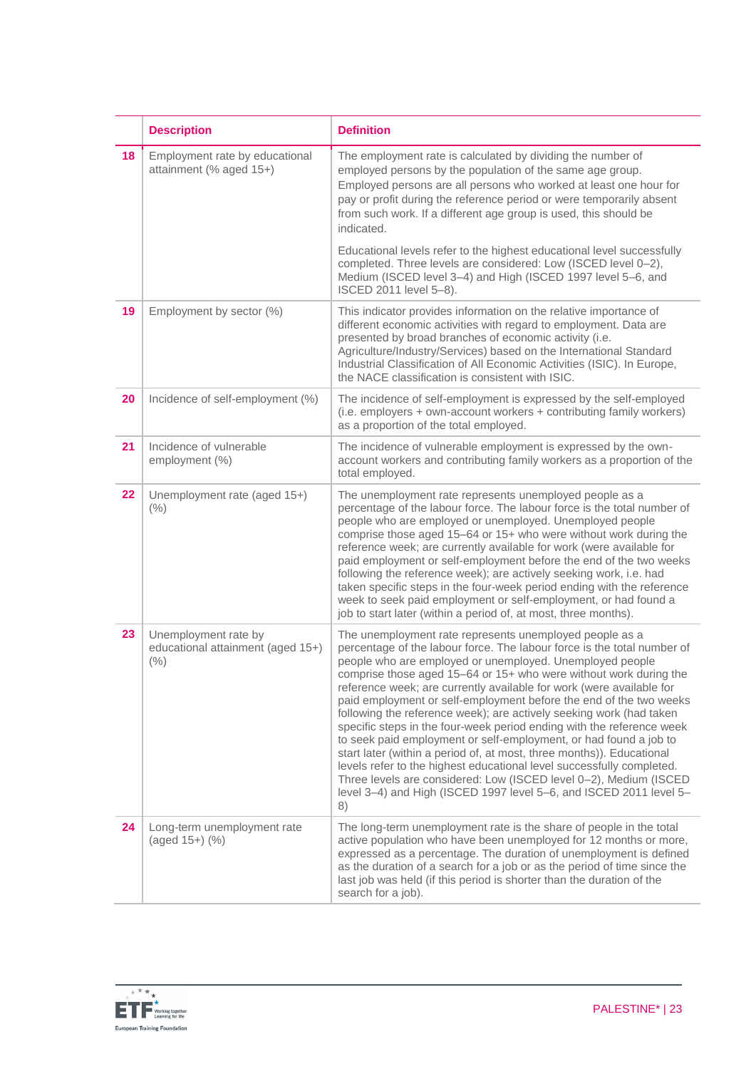|  | Description | Definition |
|---|---|---|
| 18 | Employment rate by educational attainment (% aged 15+) | The employment rate is calculated by dividing the number of employed persons by the population of the same age group. Employed persons are all persons who worked at least one hour for pay or profit during the reference period or were temporarily absent from such work. If a different age group is used, this should be indicated.<br><br>Educational levels refer to the highest educational level successfully completed. Three levels are considered: Low (ISCED level 0–2), Medium (ISCED level 3–4) and High (ISCED 1997 level 5–6, and ISCED 2011 level 5–8). |
| 19 | Employment by sector (%) | This indicator provides information on the relative importance of different economic activities with regard to employment. Data are presented by broad branches of economic activity (i.e. Agriculture/Industry/Services) based on the International Standard Industrial Classification of All Economic Activities (ISIC). In Europe, the NACE classification is consistent with ISIC. |
| 20 | Incidence of self-employment (%) | The incidence of self-employment is expressed by the self-employed (i.e. employers + own-account workers + contributing family workers) as a proportion of the total employed. |
| 21 | Incidence of vulnerable employment (%) | The incidence of vulnerable employment is expressed by the own-account workers and contributing family workers as a proportion of the total employed. |
| 22 | Unemployment rate (aged 15+) (%) | The unemployment rate represents unemployed people as a percentage of the labour force. The labour force is the total number of people who are employed or unemployed. Unemployed people comprise those aged 15–64 or 15+ who were without work during the reference week; are currently available for work (were available for paid employment or self-employment before the end of the two weeks following the reference week); are actively seeking work, i.e. had taken specific steps in the four-week period ending with the reference week to seek paid employment or self-employment, or had found a job to start later (within a period of, at most, three months). |
| 23 | Unemployment rate by educational attainment (aged 15+) (%) | The unemployment rate represents unemployed people as a percentage of the labour force. The labour force is the total number of people who are employed or unemployed. Unemployed people comprise those aged 15–64 or 15+ who were without work during the reference week; are currently available for work (were available for paid employment or self-employment before the end of the two weeks following the reference week); are actively seeking work (had taken specific steps in the four-week period ending with the reference week to seek paid employment or self-employment, or had found a job to start later (within a period of, at most, three months)). Educational levels refer to the highest educational level successfully completed. Three levels are considered: Low (ISCED level 0–2), Medium (ISCED level 3–4) and High (ISCED 1997 level 5–6, and ISCED 2011 level 5–8) |
| 24 | Long-term unemployment rate (aged 15+) (%) | The long-term unemployment rate is the share of people in the total active population who have been unemployed for 12 months or more, expressed as a percentage. The duration of unemployment is defined as the duration of a search for a job or as the period of time since the last job was held (if this period is shorter than the duration of the search for a job). |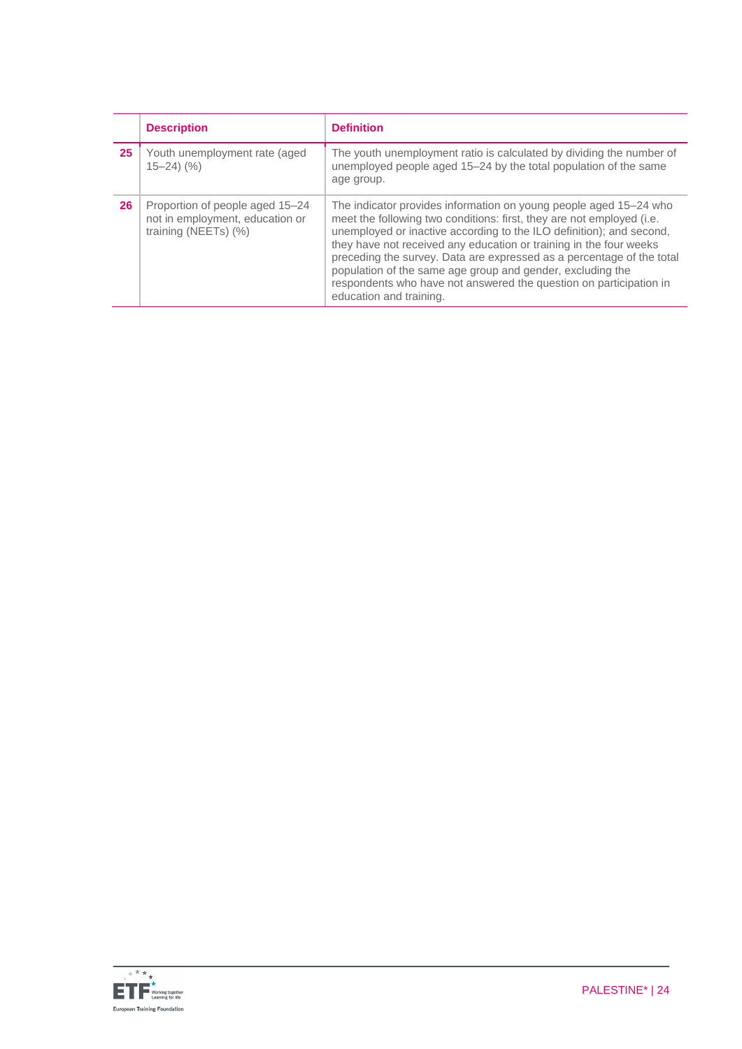| | Description | Definition |
|---|---|---|
| **25** | Youth unemployment rate (aged 15–24) (%) | The youth unemployment ratio is calculated by dividing the number of unemployed people aged 15–24 by the total population of the same age group. |
| **26** | Proportion of people aged 15–24 not in employment, education or training (NEETs) (%) | The indicator provides information on young people aged 15–24 who meet the following two conditions: first, they are not employed (i.e. unemployed or inactive according to the ILO definition); and second, they have not received any education or training in the four weeks preceding the survey. Data are expressed as a percentage of the total population of the same age group and gender, excluding the respondents who have not answered the question on participation in education and training. |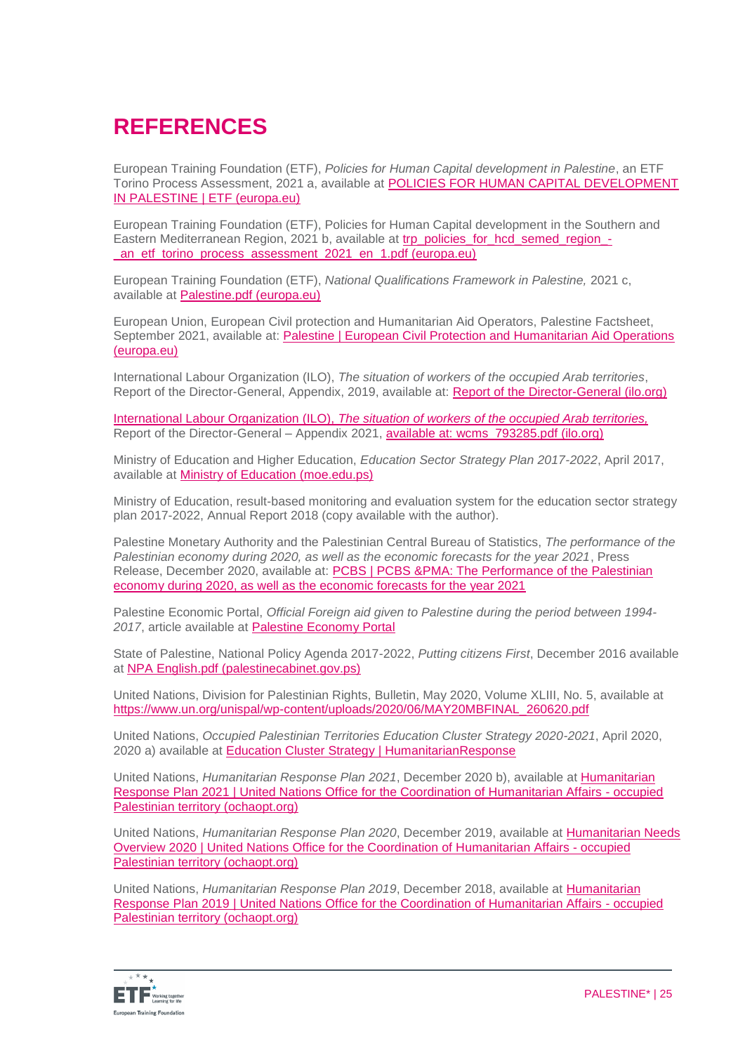# REFERENCES

European Training Foundation (ETF), *Policies for Human Capital development in Palestine*, an ETF Torino Process Assessment, 2021 a, available at [POLICIES FOR HUMAN CAPITAL DEVELOPMENT IN PALESTINE | ETF (europa.eu)]

European Training Foundation (ETF), Policies for Human Capital development in the Southern and Eastern Mediterranean Region, 2021 b, available at [trp_policies_for_hcd_semed_region_-_an_etf_torino_process_assessment_2021_en_1.pdf (europa.eu)]

European Training Foundation (ETF), *National Qualifications Framework in Palestine,* 2021 c, available at [Palestine.pdf (europa.eu)]

European Union, European Civil protection and Humanitarian Aid Operators, Palestine Factsheet, September 2021, available at: [Palestine | European Civil Protection and Humanitarian Aid Operations (europa.eu)]

International Labour Organization (ILO), *The situation of workers of the occupied Arab territories*, Report of the Director-General, Appendix, 2019, available at: [Report of the Director-General (ilo.org)]

International Labour Organization (ILO), *The situation of workers of the occupied Arab territories,* Report of the Director-General – Appendix 2021, available at: [wcms_793285.pdf (ilo.org)]

Ministry of Education and Higher Education, *Education Sector Strategy Plan 2017-2022*, April 2017, available at [Ministry of Education (moe.edu.ps)]

Ministry of Education, result-based monitoring and evaluation system for the education sector strategy plan 2017-2022, Annual Report 2018 (copy available with the author).

Palestine Monetary Authority and the Palestinian Central Bureau of Statistics, *The performance of the Palestinian economy during 2020, as well as the economic forecasts for the year 2021*, Press Release, December 2020, available at: [PCBS | PCBS &PMA: The Performance of the Palestinian economy during 2020, as well as the economic forecasts for the year 2021]

Palestine Economic Portal, *Official Foreign aid given to Palestine during the period between 1994-2017*, article available at [Palestine Economy Portal]

State of Palestine, National Policy Agenda 2017-2022, *Putting citizens First*, December 2016 available at [NPA English.pdf (palestinecabinet.gov.ps)]

United Nations, Division for Palestinian Rights, Bulletin, May 2020, Volume XLIII, No. 5, available at https://www.un.org/unispal/wp-content/uploads/2020/06/MAY20MBFINAL_260620.pdf

United Nations, *Occupied Palestinian Territories Education Cluster Strategy 2020-2021*, April 2020, 2020 a) available at [Education Cluster Strategy | HumanitarianResponse]

United Nations, *Humanitarian Response Plan 2021*, December 2020 b), available at [Humanitarian Response Plan 2021 | United Nations Office for the Coordination of Humanitarian Affairs - occupied Palestinian territory (ochaopt.org)]

United Nations, *Humanitarian Response Plan 2020*, December 2019, available at [Humanitarian Needs Overview 2020 | United Nations Office for the Coordination of Humanitarian Affairs - occupied Palestinian territory (ochaopt.org)]

United Nations, *Humanitarian Response Plan 2019*, December 2018, available at [Humanitarian Response Plan 2019 | United Nations Office for the Coordination of Humanitarian Affairs - occupied Palestinian territory (ochaopt.org)]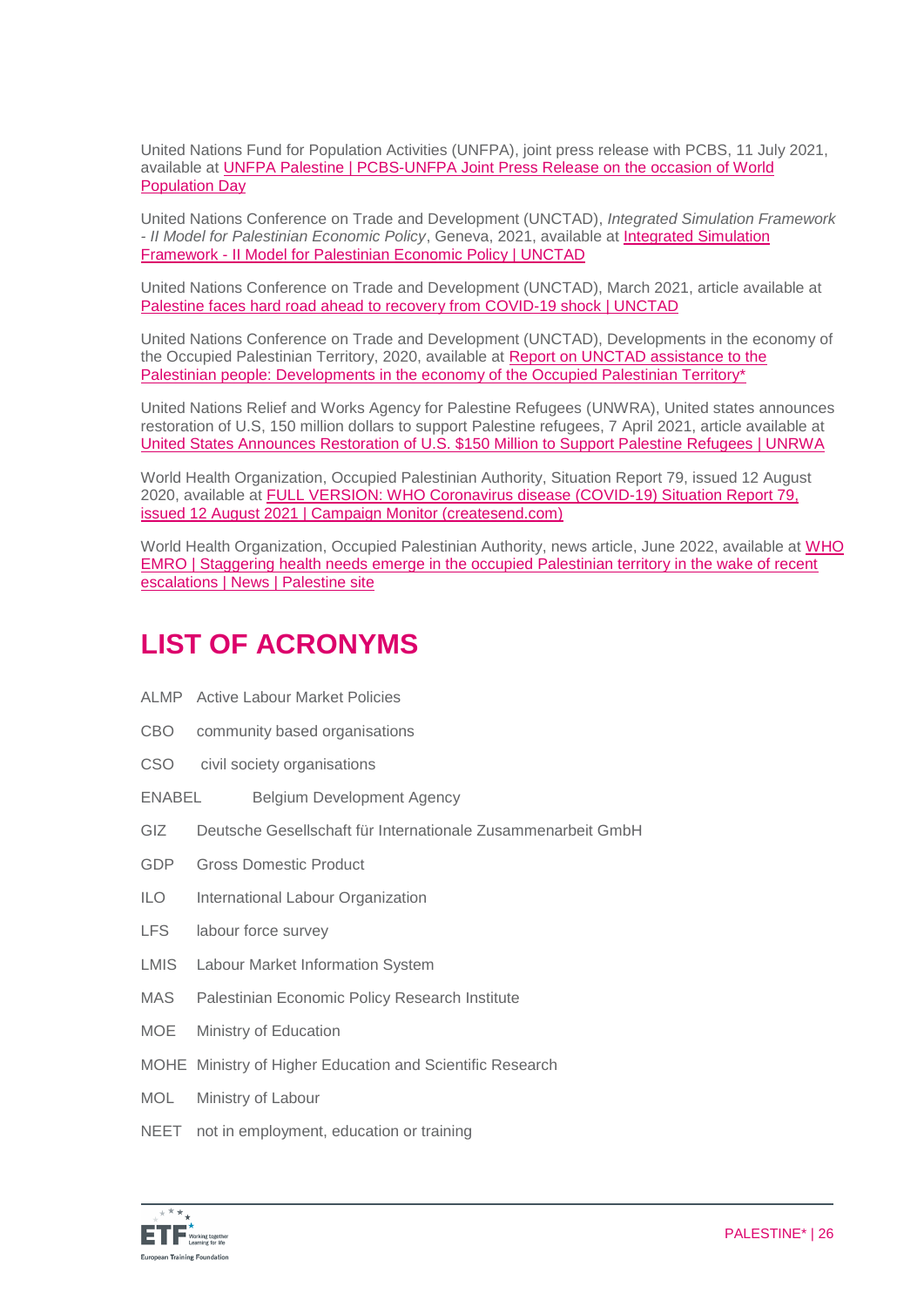United Nations Fund for Population Activities (UNFPA), joint press release with PCBS, 11 July 2021, available at [UNFPA Palestine | PCBS-UNFPA Joint Press Release on the occasion of World Population Day]

United Nations Conference on Trade and Development (UNCTAD), *Integrated Simulation Framework - II Model for Palestinian Economic Policy*, Geneva, 2021, available at [Integrated Simulation Framework - II Model for Palestinian Economic Policy | UNCTAD]

United Nations Conference on Trade and Development (UNCTAD), March 2021, article available at [Palestine faces hard road ahead to recovery from COVID-19 shock | UNCTAD]

United Nations Conference on Trade and Development (UNCTAD), Developments in the economy of the Occupied Palestinian Territory, 2020, available at [Report on UNCTAD assistance to the Palestinian people: Developments in the economy of the Occupied Palestinian Territory*]

United Nations Relief and Works Agency for Palestine Refugees (UNWRA), United states announces restoration of U.S, 150 million dollars to support Palestine refugees, 7 April 2021, article available at [United States Announces Restoration of U.S. $150 Million to Support Palestine Refugees | UNRWA]

World Health Organization, Occupied Palestinian Authority, Situation Report 79, issued 12 August 2020, available at [FULL VERSION: WHO Coronavirus disease (COVID-19) Situation Report 79, issued 12 August 2021 | Campaign Monitor (createsend.com)]

World Health Organization, Occupied Palestinian Authority, news article, June 2022, available at [WHO EMRO | Staggering health needs emerge in the occupied Palestinian territory in the wake of recent escalations | News | Palestine site]

# LIST OF ACRONYMS

| | |
|---|---|
| ALMP | Active Labour Market Policies |
| CBO | community based organisations |
| CSO | civil society organisations |
| ENABEL | Belgium Development Agency |
| GIZ | Deutsche Gesellschaft für Internationale Zusammenarbeit GmbH |
| GDP | Gross Domestic Product |
| ILO | International Labour Organization |
| LFS | labour force survey |
| LMIS | Labour Market Information System |
| MAS | Palestinian Economic Policy Research Institute |
| MOE | Ministry of Education |
| MOHE | Ministry of Higher Education and Scientific Research |
| MOL | Ministry of Labour |
| NEET | not in employment, education or training |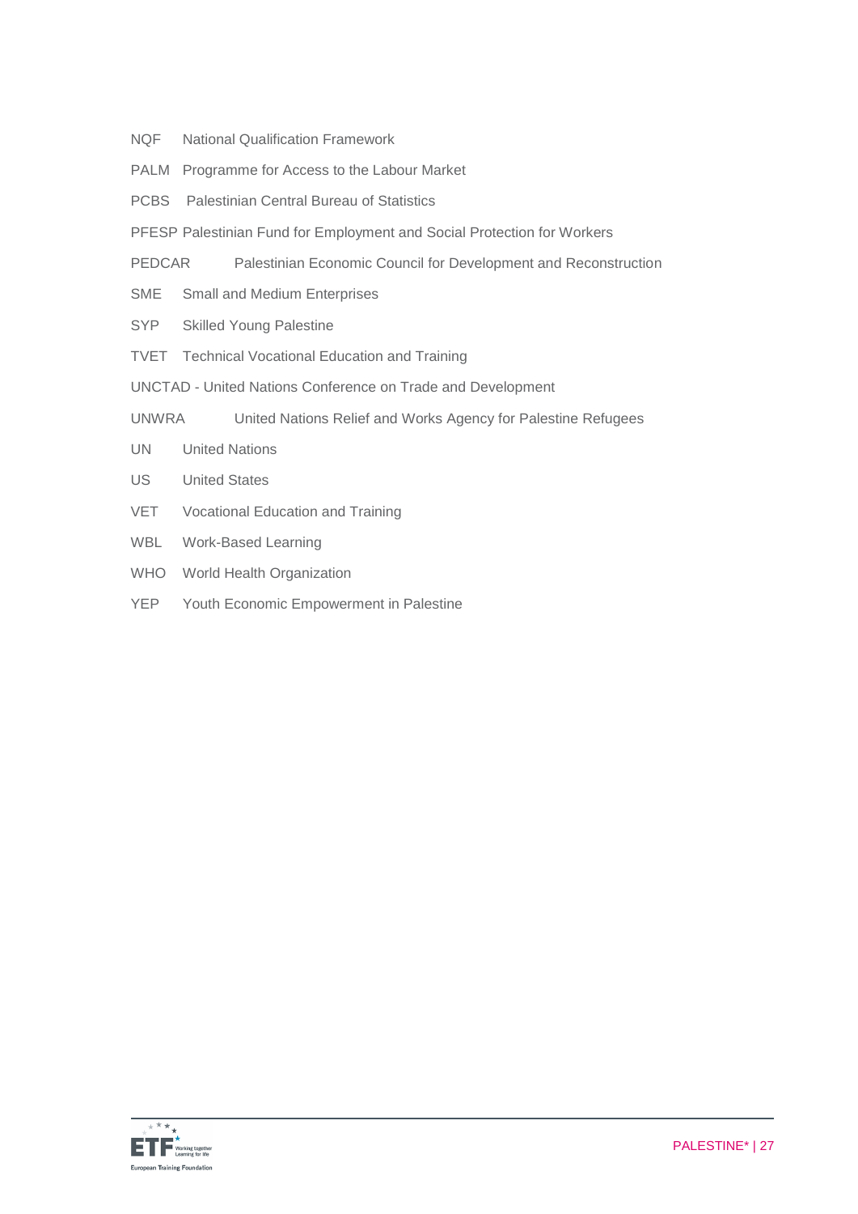NQF National Qualification Framework

PALM Programme for Access to the Labour Market

PCBS Palestinian Central Bureau of Statistics

PFESP Palestinian Fund for Employment and Social Protection for Workers

PEDCAR Palestinian Economic Council for Development and Reconstruction

SME Small and Medium Enterprises

SYP Skilled Young Palestine

TVET Technical Vocational Education and Training

UNCTAD - United Nations Conference on Trade and Development

UNWRA United Nations Relief and Works Agency for Palestine Refugees

UN United Nations

US United States

VET Vocational Education and Training

WBL Work-Based Learning

WHO World Health Organization

YEP Youth Economic Empowerment in Palestine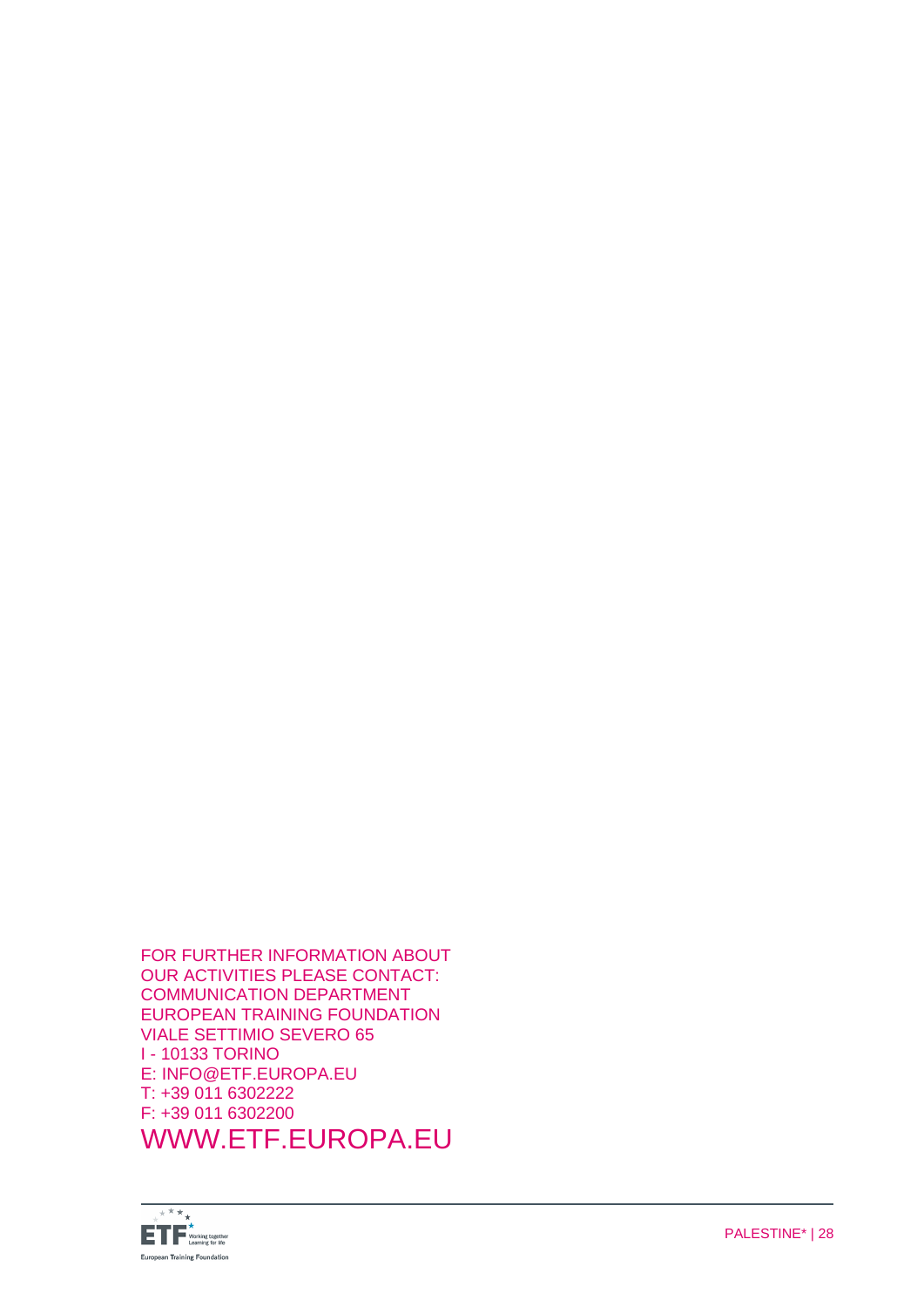FOR FURTHER INFORMATION ABOUT
OUR ACTIVITIES PLEASE CONTACT:
COMMUNICATION DEPARTMENT
EUROPEAN TRAINING FOUNDATION
VIALE SETTIMIO SEVERO 65
I - 10133 TORINO
E: INFO@ETF.EUROPA.EU
T: +39 011 6302222
F: +39 011 6302200

WWW.ETF.EUROPA.EU